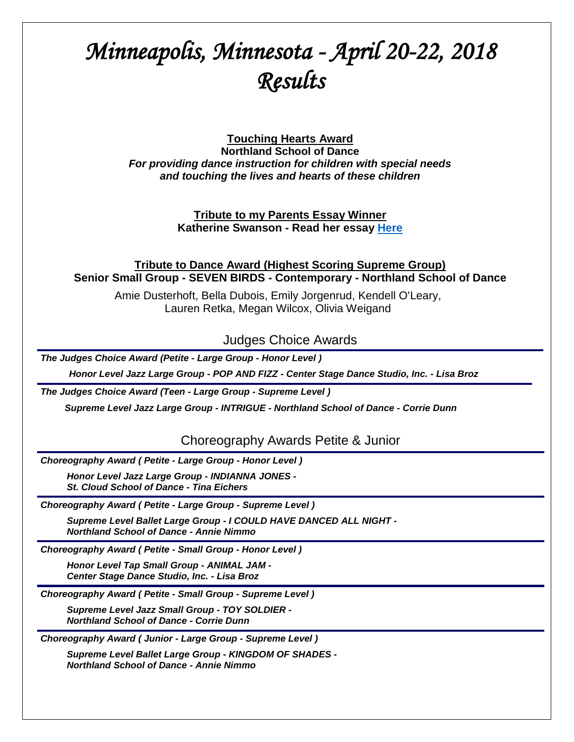# *Minneapolis, Minnesota - April 20-22, 2018 Results*

**Touching Hearts Award**
**Northland School of Dance**
***For providing dance instruction for children with special needs and touching the lives and hearts of these children***

**Tribute to my Parents Essay Winner**
**Katherine Swanson - Read her essay Here**

**Tribute to Dance Award (Highest Scoring Supreme Group)**
**Senior Small Group - SEVEN BIRDS - Contemporary - Northland School of Dance**

Amie Dusterhoft, Bella Dubois, Emily Jorgenrud, Kendell O'Leary, Lauren Retka, Megan Wilcox, Olivia Weigand

## Judges Choice Awards

***The Judges Choice Award (Petite - Large Group - Honor Level )***

***Honor Level Jazz Large Group - POP AND FIZZ - Center Stage Dance Studio, Inc. - Lisa Broz***

***The Judges Choice Award (Teen - Large Group - Supreme Level )***

***Supreme Level Jazz Large Group - INTRIGUE - Northland School of Dance - Corrie Dunn***

## Choreography Awards Petite & Junior

***Choreography Award ( Petite - Large Group - Honor Level )***

***Honor Level Jazz Large Group - INDIANNA JONES - St. Cloud School of Dance - Tina Eichers***

***Choreography Award ( Petite - Large Group - Supreme Level )***

***Supreme Level Ballet Large Group - I COULD HAVE DANCED ALL NIGHT - Northland School of Dance - Annie Nimmo***

***Choreography Award ( Petite - Small Group - Honor Level )***

***Honor Level Tap Small Group - ANIMAL JAM - Center Stage Dance Studio, Inc. - Lisa Broz***

***Choreography Award ( Petite - Small Group - Supreme Level )***

***Supreme Level Jazz Small Group - TOY SOLDIER - Northland School of Dance - Corrie Dunn***

***Choreography Award ( Junior - Large Group - Supreme Level )***

***Supreme Level Ballet Large Group - KINGDOM OF SHADES - Northland School of Dance - Annie Nimmo***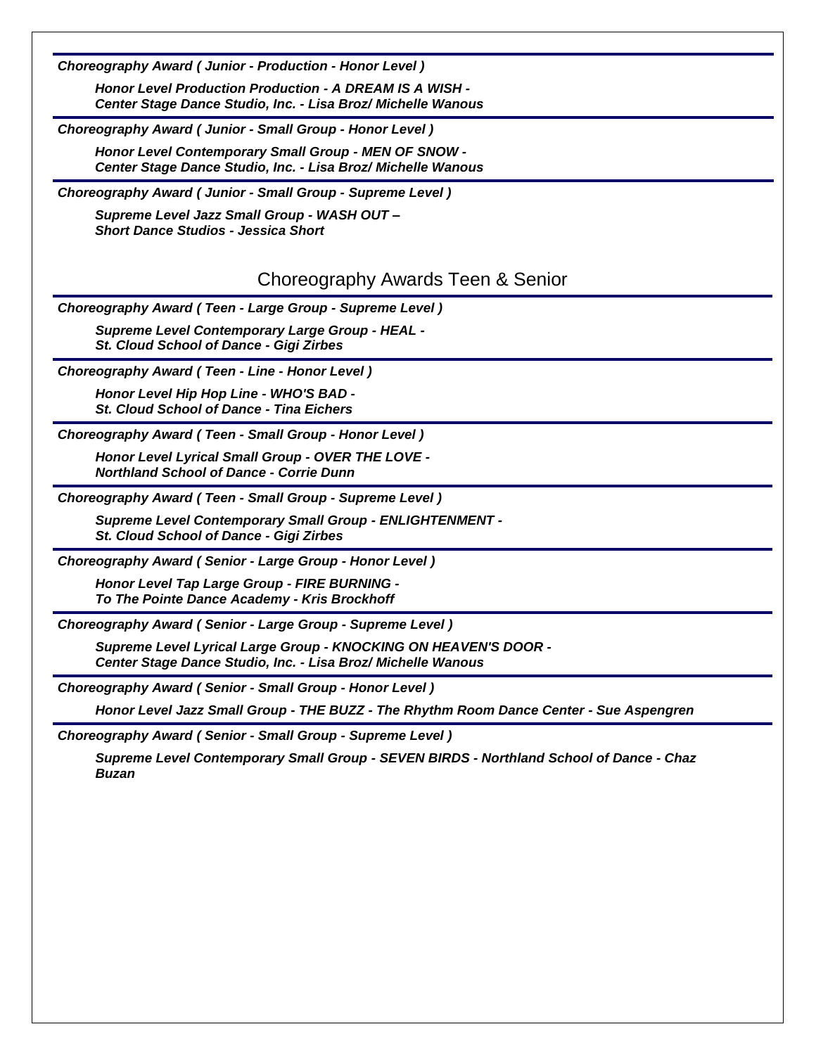***Choreography Award ( Junior - Production - Honor Level )***

***Honor Level Production Production - A DREAM IS A WISH - Center Stage Dance Studio, Inc. - Lisa Broz/ Michelle Wanous***

***Choreography Award ( Junior - Small Group - Honor Level )***

***Honor Level Contemporary Small Group - MEN OF SNOW - Center Stage Dance Studio, Inc. - Lisa Broz/ Michelle Wanous***

***Choreography Award ( Junior - Small Group - Supreme Level )***

***Supreme Level Jazz Small Group - WASH OUT – Short Dance Studios - Jessica Short***

## Choreography Awards Teen & Senior

***Choreography Award ( Teen - Large Group - Supreme Level )***

***Supreme Level Contemporary Large Group - HEAL - St. Cloud School of Dance - Gigi Zirbes***

***Choreography Award ( Teen - Line - Honor Level )***

***Honor Level Hip Hop Line - WHO'S BAD - St. Cloud School of Dance - Tina Eichers***

***Choreography Award ( Teen - Small Group - Honor Level )***

***Honor Level Lyrical Small Group - OVER THE LOVE - Northland School of Dance - Corrie Dunn***

***Choreography Award ( Teen - Small Group - Supreme Level )***

***Supreme Level Contemporary Small Group - ENLIGHTENMENT - St. Cloud School of Dance - Gigi Zirbes***

***Choreography Award ( Senior - Large Group - Honor Level )***

***Honor Level Tap Large Group - FIRE BURNING - To The Pointe Dance Academy - Kris Brockhoff***

***Choreography Award ( Senior - Large Group - Supreme Level )***

***Supreme Level Lyrical Large Group - KNOCKING ON HEAVEN'S DOOR - Center Stage Dance Studio, Inc. - Lisa Broz/ Michelle Wanous***

***Choreography Award ( Senior - Small Group - Honor Level )***

***Honor Level Jazz Small Group - THE BUZZ - The Rhythm Room Dance Center - Sue Aspengren***

***Choreography Award ( Senior - Small Group - Supreme Level )***

***Supreme Level Contemporary Small Group - SEVEN BIRDS - Northland School of Dance - Chaz Buzan***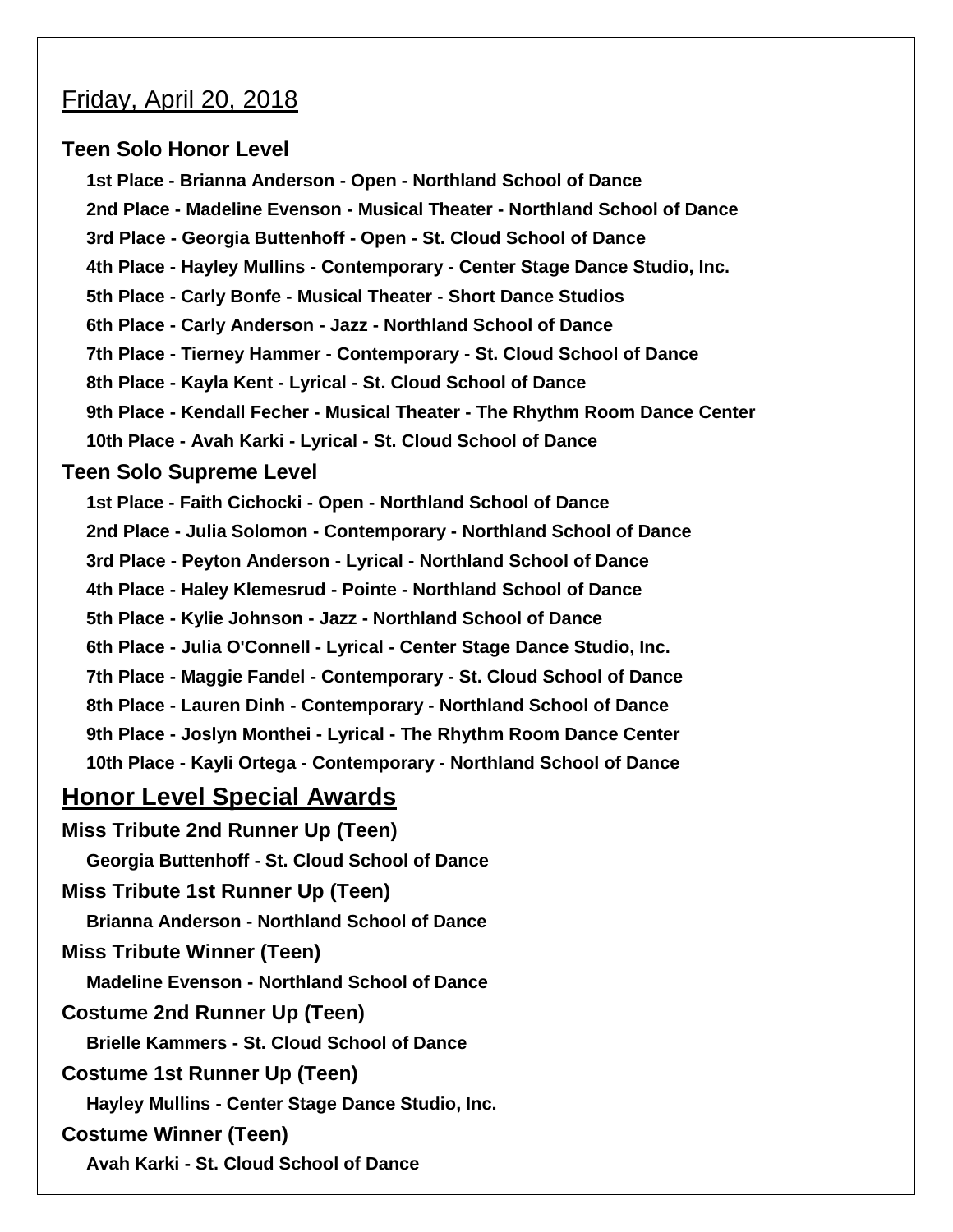## Friday, April 20, 2018

### Teen Solo Honor Level

**1st Place - Brianna Anderson - Open - Northland School of Dance**
**2nd Place - Madeline Evenson - Musical Theater - Northland School of Dance**
**3rd Place - Georgia Buttenhoff - Open - St. Cloud School of Dance**
**4th Place - Hayley Mullins - Contemporary - Center Stage Dance Studio, Inc.**
**5th Place - Carly Bonfe - Musical Theater - Short Dance Studios**
**6th Place - Carly Anderson - Jazz - Northland School of Dance**
**7th Place - Tierney Hammer - Contemporary - St. Cloud School of Dance**
**8th Place - Kayla Kent - Lyrical - St. Cloud School of Dance**
**9th Place - Kendall Fecher - Musical Theater - The Rhythm Room Dance Center**
**10th Place - Avah Karki - Lyrical - St. Cloud School of Dance**

### Teen Solo Supreme Level

**1st Place - Faith Cichocki - Open - Northland School of Dance**
**2nd Place - Julia Solomon - Contemporary - Northland School of Dance**
**3rd Place - Peyton Anderson - Lyrical - Northland School of Dance**
**4th Place - Haley Klemesrud - Pointe - Northland School of Dance**
**5th Place - Kylie Johnson - Jazz - Northland School of Dance**
**6th Place - Julia O'Connell - Lyrical - Center Stage Dance Studio, Inc.**
**7th Place - Maggie Fandel - Contemporary - St. Cloud School of Dance**
**8th Place - Lauren Dinh - Contemporary - Northland School of Dance**
**9th Place - Joslyn Monthei - Lyrical - The Rhythm Room Dance Center**
**10th Place - Kayli Ortega - Contemporary - Northland School of Dance**

## Honor Level Special Awards

### Miss Tribute 2nd Runner Up (Teen)

**Georgia Buttenhoff - St. Cloud School of Dance**

### Miss Tribute 1st Runner Up (Teen)

**Brianna Anderson - Northland School of Dance**

### Miss Tribute Winner (Teen)

**Madeline Evenson - Northland School of Dance**

### Costume 2nd Runner Up (Teen)

**Brielle Kammers - St. Cloud School of Dance**

### Costume 1st Runner Up (Teen)

**Hayley Mullins - Center Stage Dance Studio, Inc.**

### Costume Winner (Teen)

**Avah Karki - St. Cloud School of Dance**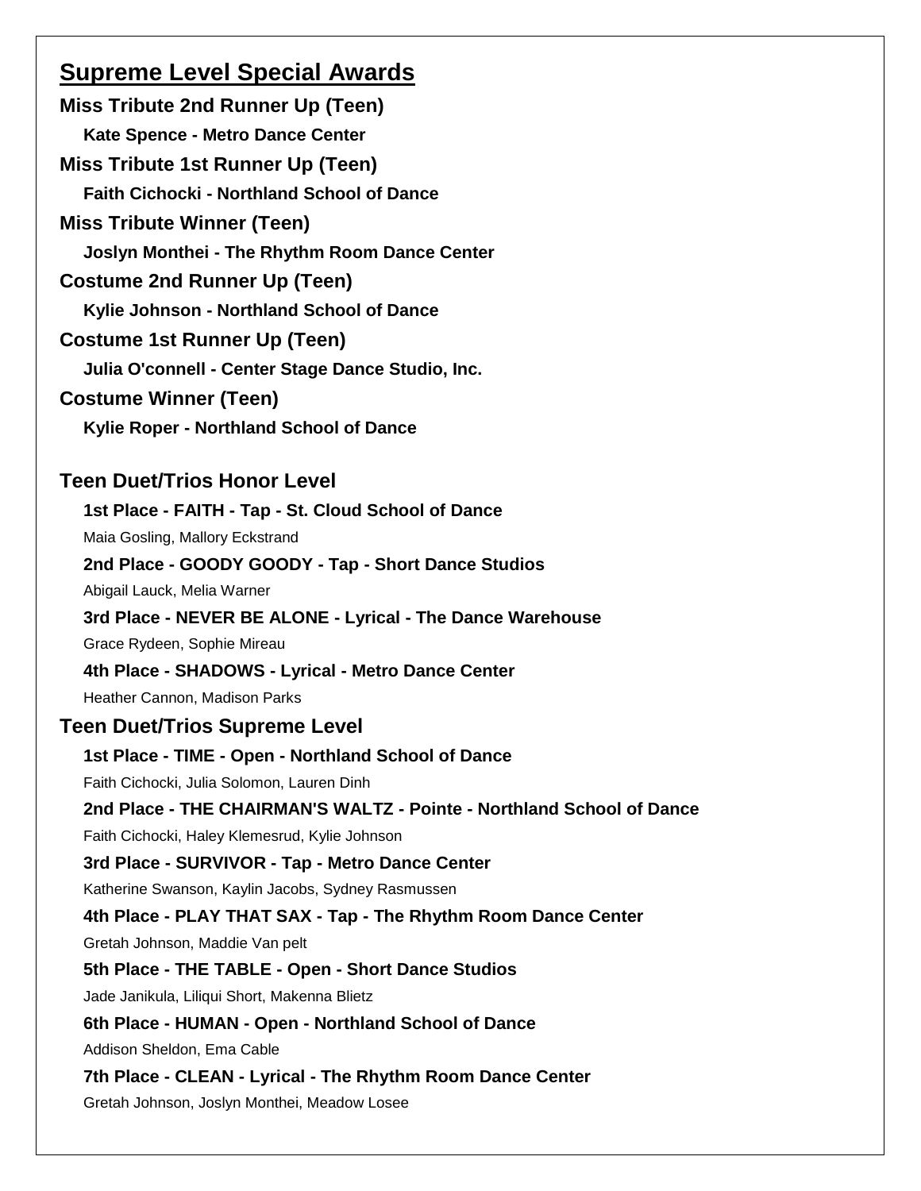## Supreme Level Special Awards

**Miss Tribute 2nd Runner Up (Teen)**

**Kate Spence - Metro Dance Center**

**Miss Tribute 1st Runner Up (Teen)**

**Faith Cichocki - Northland School of Dance**

**Miss Tribute Winner (Teen)**

**Joslyn Monthei - The Rhythm Room Dance Center**

**Costume 2nd Runner Up (Teen)**

**Kylie Johnson - Northland School of Dance**

**Costume 1st Runner Up (Teen)**

**Julia O'connell - Center Stage Dance Studio, Inc.**

**Costume Winner (Teen)**

**Kylie Roper - Northland School of Dance**

## Teen Duet/Trios Honor Level

**1st Place - FAITH - Tap - St. Cloud School of Dance**

Maia Gosling, Mallory Eckstrand

**2nd Place - GOODY GOODY - Tap - Short Dance Studios**

Abigail Lauck, Melia Warner

**3rd Place - NEVER BE ALONE - Lyrical - The Dance Warehouse**

Grace Rydeen, Sophie Mireau

**4th Place - SHADOWS - Lyrical - Metro Dance Center**

Heather Cannon, Madison Parks

## Teen Duet/Trios Supreme Level

**1st Place - TIME - Open - Northland School of Dance**

Faith Cichocki, Julia Solomon, Lauren Dinh

**2nd Place - THE CHAIRMAN'S WALTZ - Pointe - Northland School of Dance**

Faith Cichocki, Haley Klemesrud, Kylie Johnson

**3rd Place - SURVIVOR - Tap - Metro Dance Center**

Katherine Swanson, Kaylin Jacobs, Sydney Rasmussen

**4th Place - PLAY THAT SAX - Tap - The Rhythm Room Dance Center**

Gretah Johnson, Maddie Van pelt

**5th Place - THE TABLE - Open - Short Dance Studios**

Jade Janikula, Liliqui Short, Makenna Blietz

**6th Place - HUMAN - Open - Northland School of Dance**

Addison Sheldon, Ema Cable

**7th Place - CLEAN - Lyrical - The Rhythm Room Dance Center**

Gretah Johnson, Joslyn Monthei, Meadow Losee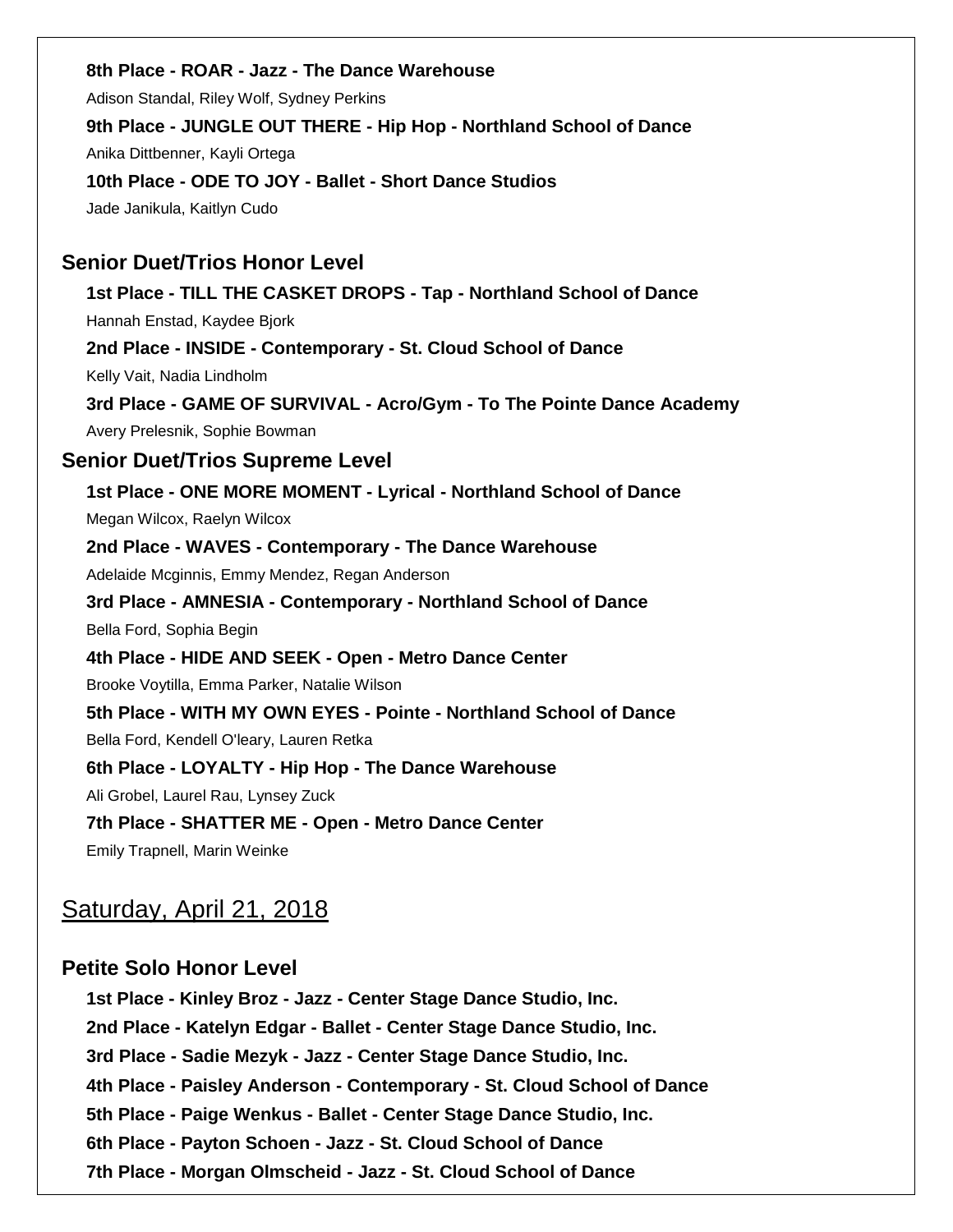**8th Place - ROAR - Jazz - The Dance Warehouse**

Adison Standal, Riley Wolf, Sydney Perkins

**9th Place - JUNGLE OUT THERE - Hip Hop - Northland School of Dance**

Anika Dittbenner, Kayli Ortega

**10th Place - ODE TO JOY - Ballet - Short Dance Studios**

Jade Janikula, Kaitlyn Cudo

### Senior Duet/Trios Honor Level

**1st Place - TILL THE CASKET DROPS - Tap - Northland School of Dance**

Hannah Enstad, Kaydee Bjork

**2nd Place - INSIDE - Contemporary - St. Cloud School of Dance**

Kelly Vait, Nadia Lindholm

**3rd Place - GAME OF SURVIVAL - Acro/Gym - To The Pointe Dance Academy**

Avery Prelesnik, Sophie Bowman

### Senior Duet/Trios Supreme Level

**1st Place - ONE MORE MOMENT - Lyrical - Northland School of Dance**

Megan Wilcox, Raelyn Wilcox

**2nd Place - WAVES - Contemporary - The Dance Warehouse**

Adelaide Mcginnis, Emmy Mendez, Regan Anderson

**3rd Place - AMNESIA - Contemporary - Northland School of Dance**

Bella Ford, Sophia Begin

**4th Place - HIDE AND SEEK - Open - Metro Dance Center**

Brooke Voytilla, Emma Parker, Natalie Wilson

**5th Place - WITH MY OWN EYES - Pointe - Northland School of Dance**

Bella Ford, Kendell O'leary, Lauren Retka

**6th Place - LOYALTY - Hip Hop - The Dance Warehouse**

Ali Grobel, Laurel Rau, Lynsey Zuck

**7th Place - SHATTER ME - Open - Metro Dance Center**

Emily Trapnell, Marin Weinke

## Saturday, April 21, 2018

### Petite Solo Honor Level

**1st Place - Kinley Broz - Jazz - Center Stage Dance Studio, Inc.**

**2nd Place - Katelyn Edgar - Ballet - Center Stage Dance Studio, Inc.**

**3rd Place - Sadie Mezyk - Jazz - Center Stage Dance Studio, Inc.**

**4th Place - Paisley Anderson - Contemporary - St. Cloud School of Dance**

**5th Place - Paige Wenkus - Ballet - Center Stage Dance Studio, Inc.**

**6th Place - Payton Schoen - Jazz - St. Cloud School of Dance**

**7th Place - Morgan Olmscheid - Jazz - St. Cloud School of Dance**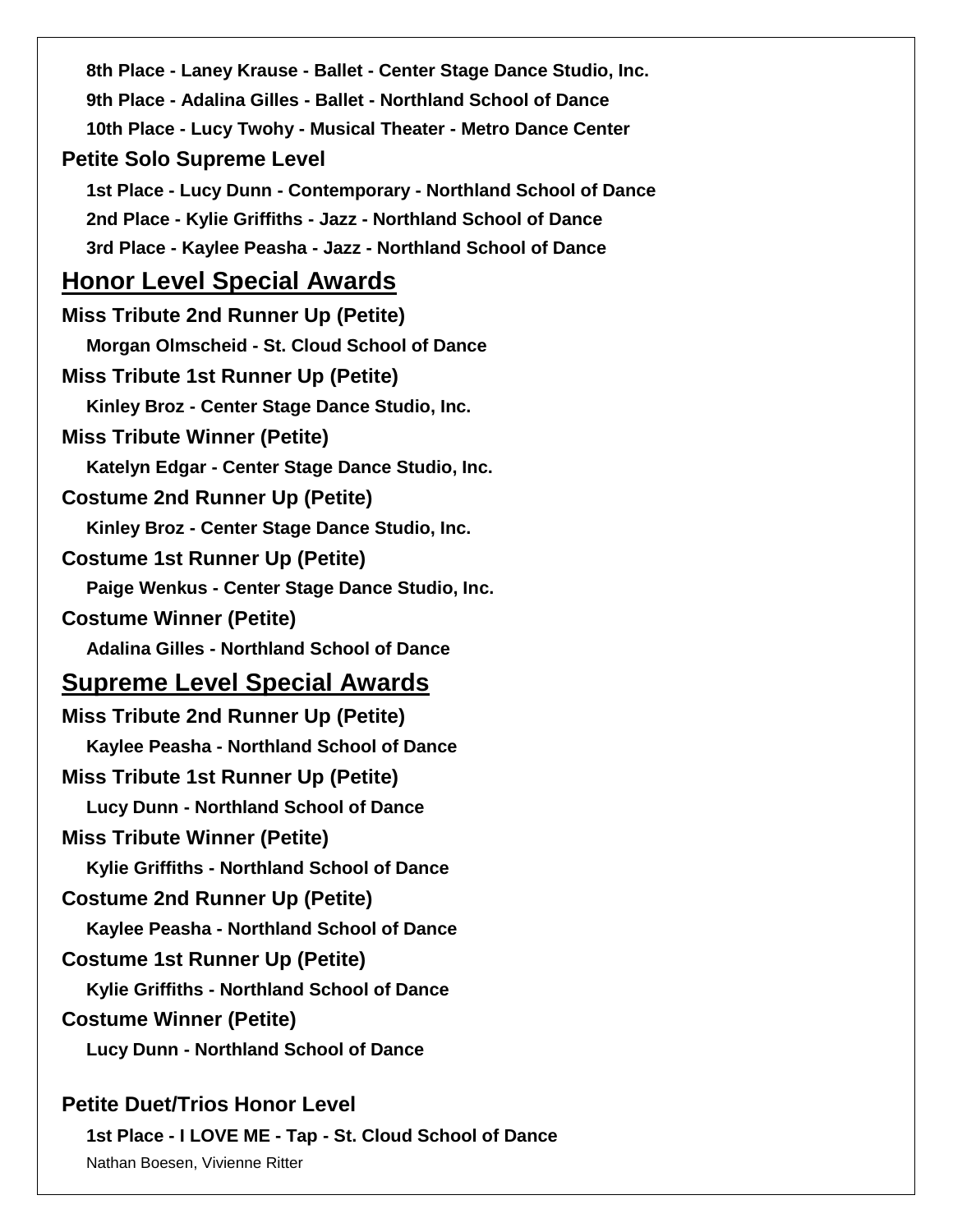**8th Place - Laney Krause - Ballet - Center Stage Dance Studio, Inc.**

**9th Place - Adalina Gilles - Ballet - Northland School of Dance**

**10th Place - Lucy Twohy - Musical Theater - Metro Dance Center**

### Petite Solo Supreme Level

**1st Place - Lucy Dunn - Contemporary - Northland School of Dance**

**2nd Place - Kylie Griffiths - Jazz - Northland School of Dance**

**3rd Place - Kaylee Peasha - Jazz - Northland School of Dance**

## Honor Level Special Awards

### Miss Tribute 2nd Runner Up (Petite)

**Morgan Olmscheid - St. Cloud School of Dance**

### Miss Tribute 1st Runner Up (Petite)

**Kinley Broz - Center Stage Dance Studio, Inc.**

### Miss Tribute Winner (Petite)

**Katelyn Edgar - Center Stage Dance Studio, Inc.**

### Costume 2nd Runner Up (Petite)

**Kinley Broz - Center Stage Dance Studio, Inc.**

### Costume 1st Runner Up (Petite)

**Paige Wenkus - Center Stage Dance Studio, Inc.**

### Costume Winner (Petite)

**Adalina Gilles - Northland School of Dance**

## Supreme Level Special Awards

### Miss Tribute 2nd Runner Up (Petite)

**Kaylee Peasha - Northland School of Dance**

### Miss Tribute 1st Runner Up (Petite)

**Lucy Dunn - Northland School of Dance**

### Miss Tribute Winner (Petite)

**Kylie Griffiths - Northland School of Dance**

### Costume 2nd Runner Up (Petite)

**Kaylee Peasha - Northland School of Dance**

### Costume 1st Runner Up (Petite)

**Kylie Griffiths - Northland School of Dance**

### Costume Winner (Petite)

**Lucy Dunn - Northland School of Dance**

### Petite Duet/Trios Honor Level

**1st Place - I LOVE ME - Tap - St. Cloud School of Dance**

Nathan Boesen, Vivienne Ritter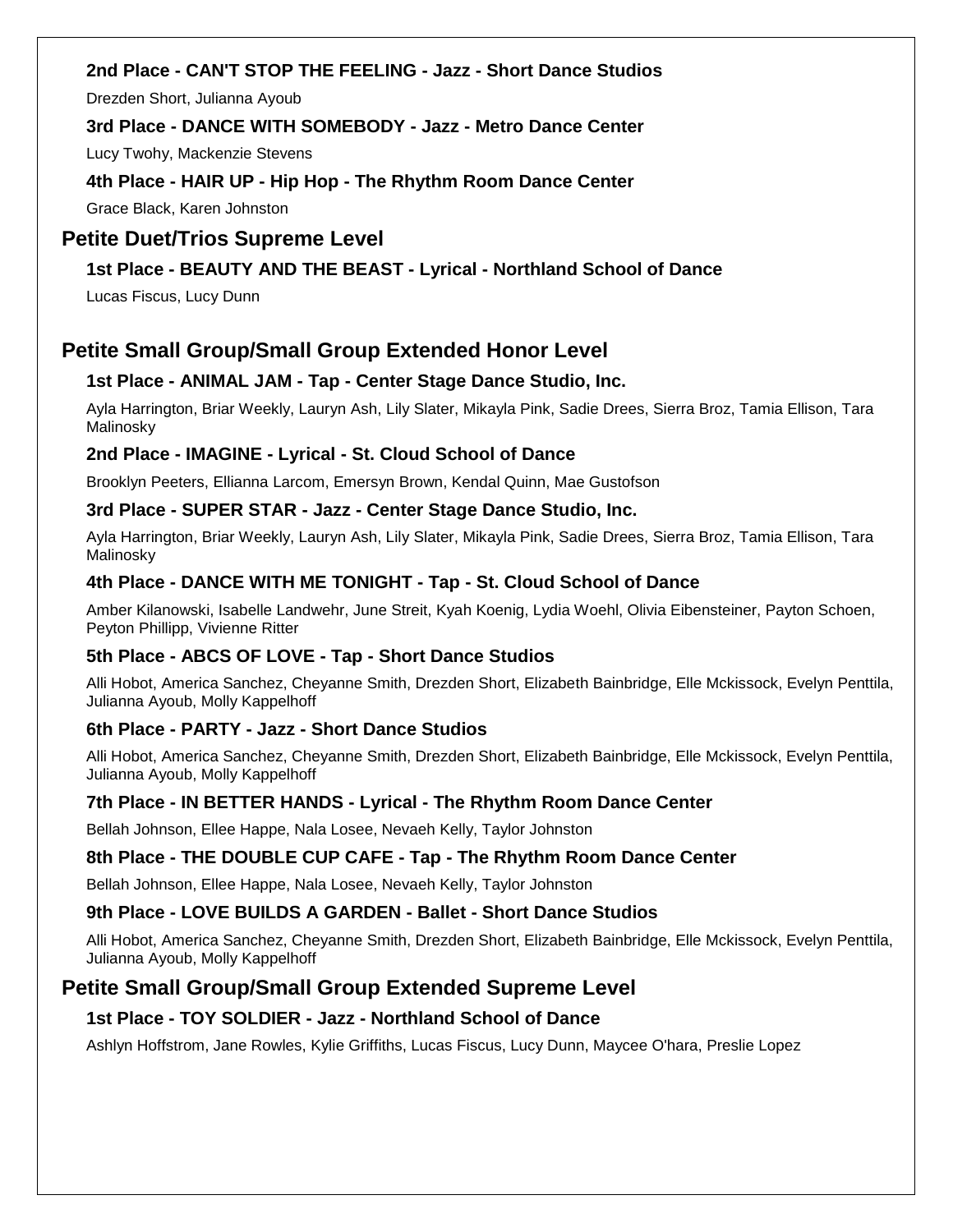### 2nd Place - CAN'T STOP THE FEELING - Jazz - Short Dance Studios

Drezden Short, Julianna Ayoub

### 3rd Place - DANCE WITH SOMEBODY - Jazz - Metro Dance Center

Lucy Twohy, Mackenzie Stevens

### 4th Place - HAIR UP - Hip Hop - The Rhythm Room Dance Center

Grace Black, Karen Johnston

## Petite Duet/Trios Supreme Level

### 1st Place - BEAUTY AND THE BEAST - Lyrical - Northland School of Dance

Lucas Fiscus, Lucy Dunn

## Petite Small Group/Small Group Extended Honor Level

### 1st Place - ANIMAL JAM - Tap - Center Stage Dance Studio, Inc.

Ayla Harrington, Briar Weekly, Lauryn Ash, Lily Slater, Mikayla Pink, Sadie Drees, Sierra Broz, Tamia Ellison, Tara Malinosky

### 2nd Place - IMAGINE - Lyrical - St. Cloud School of Dance

Brooklyn Peeters, Ellianna Larcom, Emersyn Brown, Kendal Quinn, Mae Gustofson

### 3rd Place - SUPER STAR - Jazz - Center Stage Dance Studio, Inc.

Ayla Harrington, Briar Weekly, Lauryn Ash, Lily Slater, Mikayla Pink, Sadie Drees, Sierra Broz, Tamia Ellison, Tara Malinosky

### 4th Place - DANCE WITH ME TONIGHT - Tap - St. Cloud School of Dance

Amber Kilanowski, Isabelle Landwehr, June Streit, Kyah Koenig, Lydia Woehl, Olivia Eibensteiner, Payton Schoen, Peyton Phillipp, Vivienne Ritter

### 5th Place - ABCS OF LOVE - Tap - Short Dance Studios

Alli Hobot, America Sanchez, Cheyanne Smith, Drezden Short, Elizabeth Bainbridge, Elle Mckissock, Evelyn Penttila, Julianna Ayoub, Molly Kappelhoff

### 6th Place - PARTY - Jazz - Short Dance Studios

Alli Hobot, America Sanchez, Cheyanne Smith, Drezden Short, Elizabeth Bainbridge, Elle Mckissock, Evelyn Penttila, Julianna Ayoub, Molly Kappelhoff

### 7th Place - IN BETTER HANDS - Lyrical - The Rhythm Room Dance Center

Bellah Johnson, Ellee Happe, Nala Losee, Nevaeh Kelly, Taylor Johnston

### 8th Place - THE DOUBLE CUP CAFE - Tap - The Rhythm Room Dance Center

Bellah Johnson, Ellee Happe, Nala Losee, Nevaeh Kelly, Taylor Johnston

### 9th Place - LOVE BUILDS A GARDEN - Ballet - Short Dance Studios

Alli Hobot, America Sanchez, Cheyanne Smith, Drezden Short, Elizabeth Bainbridge, Elle Mckissock, Evelyn Penttila, Julianna Ayoub, Molly Kappelhoff

## Petite Small Group/Small Group Extended Supreme Level

### 1st Place - TOY SOLDIER - Jazz - Northland School of Dance

Ashlyn Hoffstrom, Jane Rowles, Kylie Griffiths, Lucas Fiscus, Lucy Dunn, Maycee O'hara, Preslie Lopez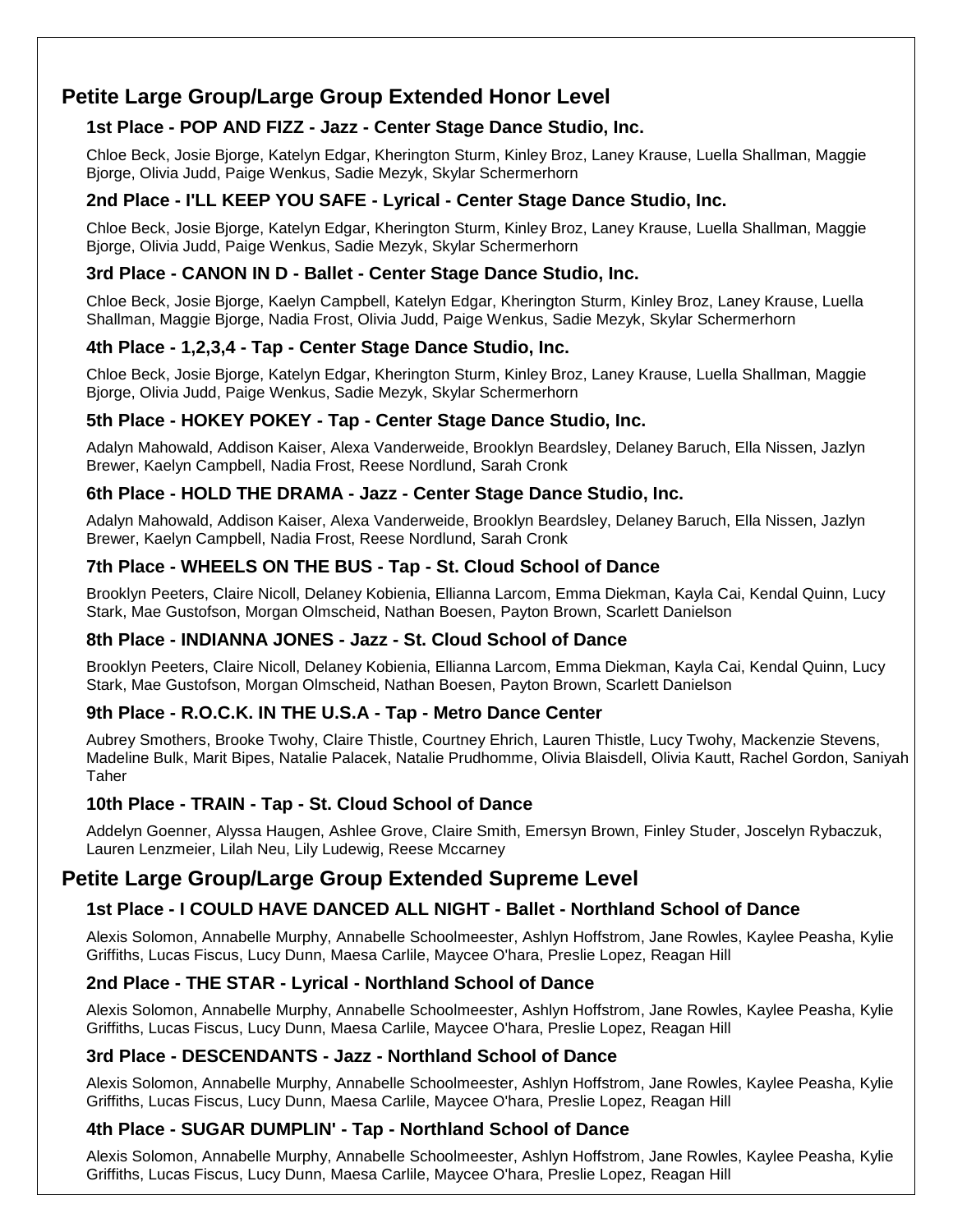## Petite Large Group/Large Group Extended Honor Level

### 1st Place - POP AND FIZZ - Jazz - Center Stage Dance Studio, Inc.

Chloe Beck, Josie Bjorge, Katelyn Edgar, Kherington Sturm, Kinley Broz, Laney Krause, Luella Shallman, Maggie Bjorge, Olivia Judd, Paige Wenkus, Sadie Mezyk, Skylar Schermerhorn

### 2nd Place - I'LL KEEP YOU SAFE - Lyrical - Center Stage Dance Studio, Inc.

Chloe Beck, Josie Bjorge, Katelyn Edgar, Kherington Sturm, Kinley Broz, Laney Krause, Luella Shallman, Maggie Bjorge, Olivia Judd, Paige Wenkus, Sadie Mezyk, Skylar Schermerhorn

### 3rd Place - CANON IN D - Ballet - Center Stage Dance Studio, Inc.

Chloe Beck, Josie Bjorge, Kaelyn Campbell, Katelyn Edgar, Kherington Sturm, Kinley Broz, Laney Krause, Luella Shallman, Maggie Bjorge, Nadia Frost, Olivia Judd, Paige Wenkus, Sadie Mezyk, Skylar Schermerhorn

### 4th Place - 1,2,3,4 - Tap - Center Stage Dance Studio, Inc.

Chloe Beck, Josie Bjorge, Katelyn Edgar, Kherington Sturm, Kinley Broz, Laney Krause, Luella Shallman, Maggie Bjorge, Olivia Judd, Paige Wenkus, Sadie Mezyk, Skylar Schermerhorn

### 5th Place - HOKEY POKEY - Tap - Center Stage Dance Studio, Inc.

Adalyn Mahowald, Addison Kaiser, Alexa Vanderweide, Brooklyn Beardsley, Delaney Baruch, Ella Nissen, Jazlyn Brewer, Kaelyn Campbell, Nadia Frost, Reese Nordlund, Sarah Cronk

### 6th Place - HOLD THE DRAMA - Jazz - Center Stage Dance Studio, Inc.

Adalyn Mahowald, Addison Kaiser, Alexa Vanderweide, Brooklyn Beardsley, Delaney Baruch, Ella Nissen, Jazlyn Brewer, Kaelyn Campbell, Nadia Frost, Reese Nordlund, Sarah Cronk

### 7th Place - WHEELS ON THE BUS - Tap - St. Cloud School of Dance

Brooklyn Peeters, Claire Nicoll, Delaney Kobienia, Ellianna Larcom, Emma Diekman, Kayla Cai, Kendal Quinn, Lucy Stark, Mae Gustofson, Morgan Olmscheid, Nathan Boesen, Payton Brown, Scarlett Danielson

### 8th Place - INDIANNA JONES - Jazz - St. Cloud School of Dance

Brooklyn Peeters, Claire Nicoll, Delaney Kobienia, Ellianna Larcom, Emma Diekman, Kayla Cai, Kendal Quinn, Lucy Stark, Mae Gustofson, Morgan Olmscheid, Nathan Boesen, Payton Brown, Scarlett Danielson

### 9th Place - R.O.C.K. IN THE U.S.A - Tap - Metro Dance Center

Aubrey Smothers, Brooke Twohy, Claire Thistle, Courtney Ehrich, Lauren Thistle, Lucy Twohy, Mackenzie Stevens, Madeline Bulk, Marit Bipes, Natalie Palacek, Natalie Prudhomme, Olivia Blaisdell, Olivia Kautt, Rachel Gordon, Saniyah Taher

### 10th Place - TRAIN - Tap - St. Cloud School of Dance

Addelyn Goenner, Alyssa Haugen, Ashlee Grove, Claire Smith, Emersyn Brown, Finley Studer, Joscelyn Rybaczuk, Lauren Lenzmeier, Lilah Neu, Lily Ludewig, Reese Mccarney

## Petite Large Group/Large Group Extended Supreme Level

### 1st Place - I COULD HAVE DANCED ALL NIGHT - Ballet - Northland School of Dance

Alexis Solomon, Annabelle Murphy, Annabelle Schoolmeester, Ashlyn Hoffstrom, Jane Rowles, Kaylee Peasha, Kylie Griffiths, Lucas Fiscus, Lucy Dunn, Maesa Carlile, Maycee O'hara, Preslie Lopez, Reagan Hill

### 2nd Place - THE STAR - Lyrical - Northland School of Dance

Alexis Solomon, Annabelle Murphy, Annabelle Schoolmeester, Ashlyn Hoffstrom, Jane Rowles, Kaylee Peasha, Kylie Griffiths, Lucas Fiscus, Lucy Dunn, Maesa Carlile, Maycee O'hara, Preslie Lopez, Reagan Hill

### 3rd Place - DESCENDANTS - Jazz - Northland School of Dance

Alexis Solomon, Annabelle Murphy, Annabelle Schoolmeester, Ashlyn Hoffstrom, Jane Rowles, Kaylee Peasha, Kylie Griffiths, Lucas Fiscus, Lucy Dunn, Maesa Carlile, Maycee O'hara, Preslie Lopez, Reagan Hill

### 4th Place - SUGAR DUMPLIN' - Tap - Northland School of Dance

Alexis Solomon, Annabelle Murphy, Annabelle Schoolmeester, Ashlyn Hoffstrom, Jane Rowles, Kaylee Peasha, Kylie Griffiths, Lucas Fiscus, Lucy Dunn, Maesa Carlile, Maycee O'hara, Preslie Lopez, Reagan Hill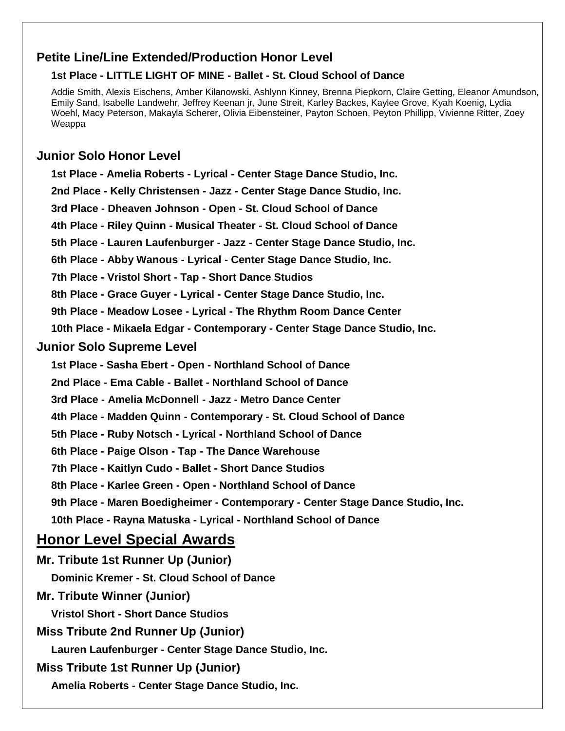### Petite Line/Line Extended/Production Honor Level

**1st Place - LITTLE LIGHT OF MINE - Ballet - St. Cloud School of Dance**

Addie Smith, Alexis Eischens, Amber Kilanowski, Ashlynn Kinney, Brenna Piepkorn, Claire Getting, Eleanor Amundson, Emily Sand, Isabelle Landwehr, Jeffrey Keenan jr, June Streit, Karley Backes, Kaylee Grove, Kyah Koenig, Lydia Woehl, Macy Peterson, Makayla Scherer, Olivia Eibensteiner, Payton Schoen, Peyton Phillipp, Vivienne Ritter, Zoey Weappa

### Junior Solo Honor Level

**1st Place - Amelia Roberts - Lyrical - Center Stage Dance Studio, Inc.**

**2nd Place - Kelly Christensen - Jazz - Center Stage Dance Studio, Inc.**

**3rd Place - Dheaven Johnson - Open - St. Cloud School of Dance**

**4th Place - Riley Quinn - Musical Theater - St. Cloud School of Dance**

**5th Place - Lauren Laufenburger - Jazz - Center Stage Dance Studio, Inc.**

**6th Place - Abby Wanous - Lyrical - Center Stage Dance Studio, Inc.**

**7th Place - Vristol Short - Tap - Short Dance Studios**

**8th Place - Grace Guyer - Lyrical - Center Stage Dance Studio, Inc.**

**9th Place - Meadow Losee - Lyrical - The Rhythm Room Dance Center**

**10th Place - Mikaela Edgar - Contemporary - Center Stage Dance Studio, Inc.**

### Junior Solo Supreme Level

**1st Place - Sasha Ebert - Open - Northland School of Dance**

**2nd Place - Ema Cable - Ballet - Northland School of Dance**

**3rd Place - Amelia McDonnell - Jazz - Metro Dance Center**

**4th Place - Madden Quinn - Contemporary - St. Cloud School of Dance**

**5th Place - Ruby Notsch - Lyrical - Northland School of Dance**

**6th Place - Paige Olson - Tap - The Dance Warehouse**

**7th Place - Kaitlyn Cudo - Ballet - Short Dance Studios**

**8th Place - Karlee Green - Open - Northland School of Dance**

**9th Place - Maren Boedigheimer - Contemporary - Center Stage Dance Studio, Inc.**

**10th Place - Rayna Matuska - Lyrical - Northland School of Dance**

## Honor Level Special Awards

### Mr. Tribute 1st Runner Up (Junior)

**Dominic Kremer - St. Cloud School of Dance**

### Mr. Tribute Winner (Junior)

**Vristol Short - Short Dance Studios**

### Miss Tribute 2nd Runner Up (Junior)

**Lauren Laufenburger - Center Stage Dance Studio, Inc.**

### Miss Tribute 1st Runner Up (Junior)

**Amelia Roberts - Center Stage Dance Studio, Inc.**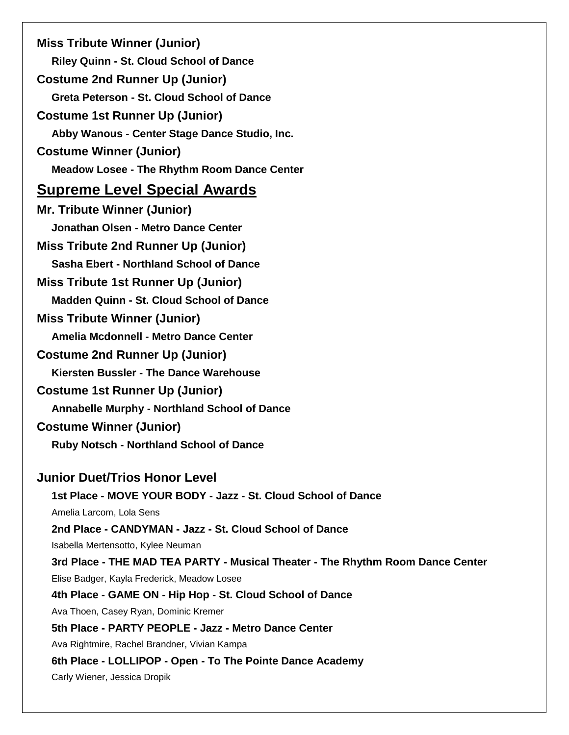**Miss Tribute Winner (Junior)**

**Riley Quinn - St. Cloud School of Dance**

**Costume 2nd Runner Up (Junior)**

**Greta Peterson - St. Cloud School of Dance**

**Costume 1st Runner Up (Junior)**

**Abby Wanous - Center Stage Dance Studio, Inc.**

**Costume Winner (Junior)**

**Meadow Losee - The Rhythm Room Dance Center**

## Supreme Level Special Awards

**Mr. Tribute Winner (Junior)**

**Jonathan Olsen - Metro Dance Center**

**Miss Tribute 2nd Runner Up (Junior)**

**Sasha Ebert - Northland School of Dance**

**Miss Tribute 1st Runner Up (Junior)**

**Madden Quinn - St. Cloud School of Dance**

**Miss Tribute Winner (Junior)**

**Amelia Mcdonnell - Metro Dance Center**

**Costume 2nd Runner Up (Junior)**

**Kiersten Bussler - The Dance Warehouse**

**Costume 1st Runner Up (Junior)**

**Annabelle Murphy - Northland School of Dance**

**Costume Winner (Junior)**

**Ruby Notsch - Northland School of Dance**

### Junior Duet/Trios Honor Level

**1st Place - MOVE YOUR BODY - Jazz - St. Cloud School of Dance**

Amelia Larcom, Lola Sens

**2nd Place - CANDYMAN - Jazz - St. Cloud School of Dance**

Isabella Mertensotto, Kylee Neuman

**3rd Place - THE MAD TEA PARTY - Musical Theater - The Rhythm Room Dance Center**

Elise Badger, Kayla Frederick, Meadow Losee

**4th Place - GAME ON - Hip Hop - St. Cloud School of Dance**

Ava Thoen, Casey Ryan, Dominic Kremer

**5th Place - PARTY PEOPLE - Jazz - Metro Dance Center**

Ava Rightmire, Rachel Brandner, Vivian Kampa

**6th Place - LOLLIPOP - Open - To The Pointe Dance Academy**

Carly Wiener, Jessica Dropik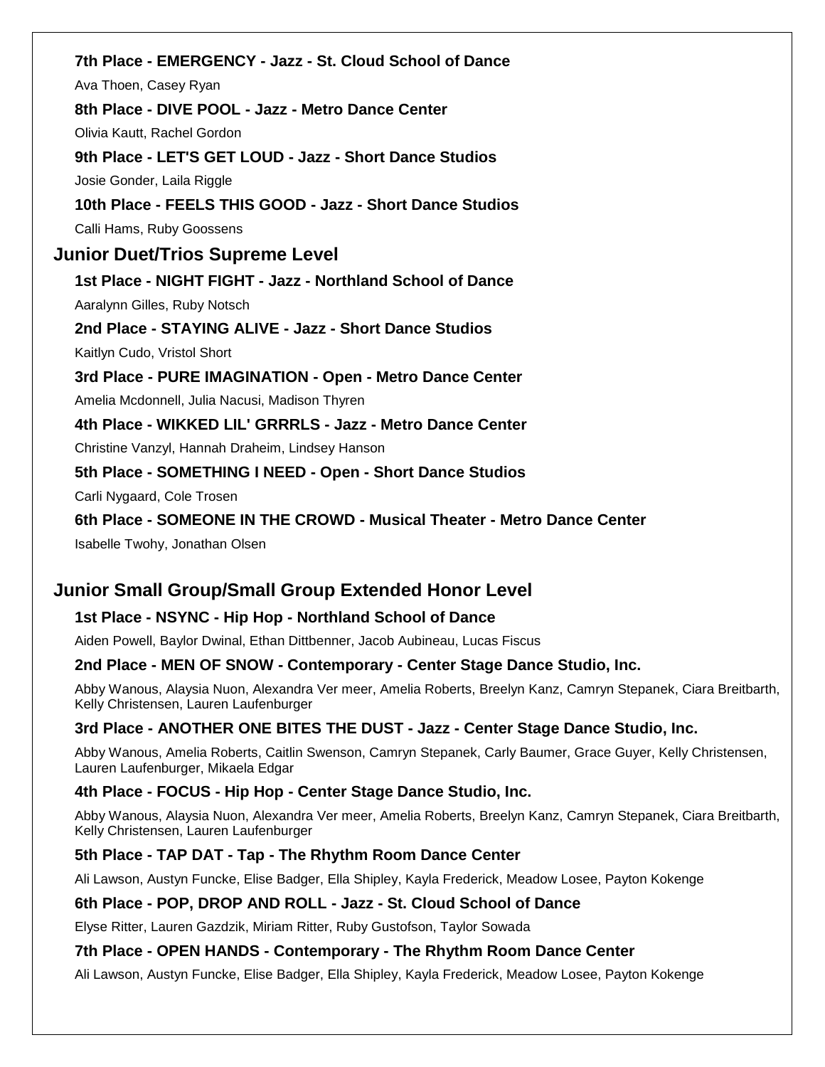**7th Place - EMERGENCY - Jazz - St. Cloud School of Dance**

Ava Thoen, Casey Ryan

**8th Place - DIVE POOL - Jazz - Metro Dance Center**

Olivia Kautt, Rachel Gordon

**9th Place - LET'S GET LOUD - Jazz - Short Dance Studios**

Josie Gonder, Laila Riggle

**10th Place - FEELS THIS GOOD - Jazz - Short Dance Studios**

Calli Hams, Ruby Goossens

## Junior Duet/Trios Supreme Level

**1st Place - NIGHT FIGHT - Jazz - Northland School of Dance**

Aaralynn Gilles, Ruby Notsch

**2nd Place - STAYING ALIVE - Jazz - Short Dance Studios**

Kaitlyn Cudo, Vristol Short

**3rd Place - PURE IMAGINATION - Open - Metro Dance Center**

Amelia Mcdonnell, Julia Nacusi, Madison Thyren

**4th Place - WIKKED LIL' GRRRLS - Jazz - Metro Dance Center**

Christine Vanzyl, Hannah Draheim, Lindsey Hanson

**5th Place - SOMETHING I NEED - Open - Short Dance Studios**

Carli Nygaard, Cole Trosen

**6th Place - SOMEONE IN THE CROWD - Musical Theater - Metro Dance Center**

Isabelle Twohy, Jonathan Olsen

## Junior Small Group/Small Group Extended Honor Level

**1st Place - NSYNC - Hip Hop - Northland School of Dance**

Aiden Powell, Baylor Dwinal, Ethan Dittbenner, Jacob Aubineau, Lucas Fiscus

**2nd Place - MEN OF SNOW - Contemporary - Center Stage Dance Studio, Inc.**

Abby Wanous, Alaysia Nuon, Alexandra Ver meer, Amelia Roberts, Breelyn Kanz, Camryn Stepanek, Ciara Breitbarth, Kelly Christensen, Lauren Laufenburger

**3rd Place - ANOTHER ONE BITES THE DUST - Jazz - Center Stage Dance Studio, Inc.**

Abby Wanous, Amelia Roberts, Caitlin Swenson, Camryn Stepanek, Carly Baumer, Grace Guyer, Kelly Christensen, Lauren Laufenburger, Mikaela Edgar

**4th Place - FOCUS - Hip Hop - Center Stage Dance Studio, Inc.**

Abby Wanous, Alaysia Nuon, Alexandra Ver meer, Amelia Roberts, Breelyn Kanz, Camryn Stepanek, Ciara Breitbarth, Kelly Christensen, Lauren Laufenburger

**5th Place - TAP DAT - Tap - The Rhythm Room Dance Center**

Ali Lawson, Austyn Funcke, Elise Badger, Ella Shipley, Kayla Frederick, Meadow Losee, Payton Kokenge

**6th Place - POP, DROP AND ROLL - Jazz - St. Cloud School of Dance**

Elyse Ritter, Lauren Gazdzik, Miriam Ritter, Ruby Gustofson, Taylor Sowada

**7th Place - OPEN HANDS - Contemporary - The Rhythm Room Dance Center**

Ali Lawson, Austyn Funcke, Elise Badger, Ella Shipley, Kayla Frederick, Meadow Losee, Payton Kokenge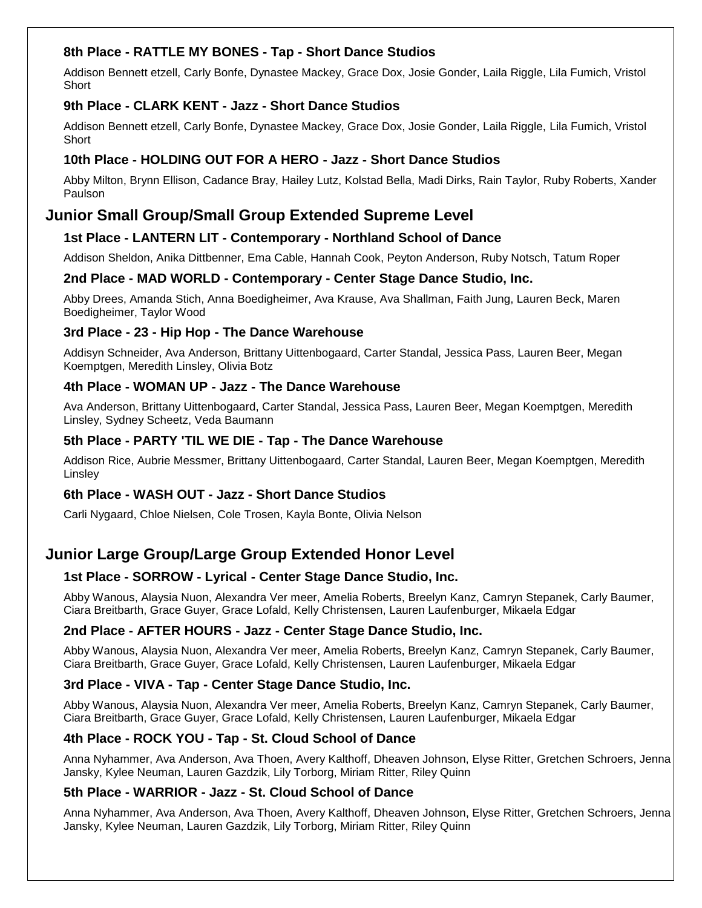### 8th Place - RATTLE MY BONES - Tap - Short Dance Studios

Addison Bennett etzell, Carly Bonfe, Dynastee Mackey, Grace Dox, Josie Gonder, Laila Riggle, Lila Fumich, Vristol Short

### 9th Place - CLARK KENT - Jazz - Short Dance Studios

Addison Bennett etzell, Carly Bonfe, Dynastee Mackey, Grace Dox, Josie Gonder, Laila Riggle, Lila Fumich, Vristol Short

### 10th Place - HOLDING OUT FOR A HERO - Jazz - Short Dance Studios

Abby Milton, Brynn Ellison, Cadance Bray, Hailey Lutz, Kolstad Bella, Madi Dirks, Rain Taylor, Ruby Roberts, Xander Paulson

## Junior Small Group/Small Group Extended Supreme Level

### 1st Place - LANTERN LIT - Contemporary - Northland School of Dance

Addison Sheldon, Anika Dittbenner, Ema Cable, Hannah Cook, Peyton Anderson, Ruby Notsch, Tatum Roper

### 2nd Place - MAD WORLD - Contemporary - Center Stage Dance Studio, Inc.

Abby Drees, Amanda Stich, Anna Boedigheimer, Ava Krause, Ava Shallman, Faith Jung, Lauren Beck, Maren Boedigheimer, Taylor Wood

### 3rd Place - 23 - Hip Hop - The Dance Warehouse

Addisyn Schneider, Ava Anderson, Brittany Uittenbogaard, Carter Standal, Jessica Pass, Lauren Beer, Megan Koemptgen, Meredith Linsley, Olivia Botz

### 4th Place - WOMAN UP - Jazz - The Dance Warehouse

Ava Anderson, Brittany Uittenbogaard, Carter Standal, Jessica Pass, Lauren Beer, Megan Koemptgen, Meredith Linsley, Sydney Scheetz, Veda Baumann

### 5th Place - PARTY 'TIL WE DIE - Tap - The Dance Warehouse

Addison Rice, Aubrie Messmer, Brittany Uittenbogaard, Carter Standal, Lauren Beer, Megan Koemptgen, Meredith Linsley

### 6th Place - WASH OUT - Jazz - Short Dance Studios

Carli Nygaard, Chloe Nielsen, Cole Trosen, Kayla Bonte, Olivia Nelson

## Junior Large Group/Large Group Extended Honor Level

### 1st Place - SORROW - Lyrical - Center Stage Dance Studio, Inc.

Abby Wanous, Alaysia Nuon, Alexandra Ver meer, Amelia Roberts, Breelyn Kanz, Camryn Stepanek, Carly Baumer, Ciara Breitbarth, Grace Guyer, Grace Lofald, Kelly Christensen, Lauren Laufenburger, Mikaela Edgar

### 2nd Place - AFTER HOURS - Jazz - Center Stage Dance Studio, Inc.

Abby Wanous, Alaysia Nuon, Alexandra Ver meer, Amelia Roberts, Breelyn Kanz, Camryn Stepanek, Carly Baumer, Ciara Breitbarth, Grace Guyer, Grace Lofald, Kelly Christensen, Lauren Laufenburger, Mikaela Edgar

### 3rd Place - VIVA - Tap - Center Stage Dance Studio, Inc.

Abby Wanous, Alaysia Nuon, Alexandra Ver meer, Amelia Roberts, Breelyn Kanz, Camryn Stepanek, Carly Baumer, Ciara Breitbarth, Grace Guyer, Grace Lofald, Kelly Christensen, Lauren Laufenburger, Mikaela Edgar

### 4th Place - ROCK YOU - Tap - St. Cloud School of Dance

Anna Nyhammer, Ava Anderson, Ava Thoen, Avery Kalthoff, Dheaven Johnson, Elyse Ritter, Gretchen Schroers, Jenna Jansky, Kylee Neuman, Lauren Gazdzik, Lily Torborg, Miriam Ritter, Riley Quinn

### 5th Place - WARRIOR - Jazz - St. Cloud School of Dance

Anna Nyhammer, Ava Anderson, Ava Thoen, Avery Kalthoff, Dheaven Johnson, Elyse Ritter, Gretchen Schroers, Jenna Jansky, Kylee Neuman, Lauren Gazdzik, Lily Torborg, Miriam Ritter, Riley Quinn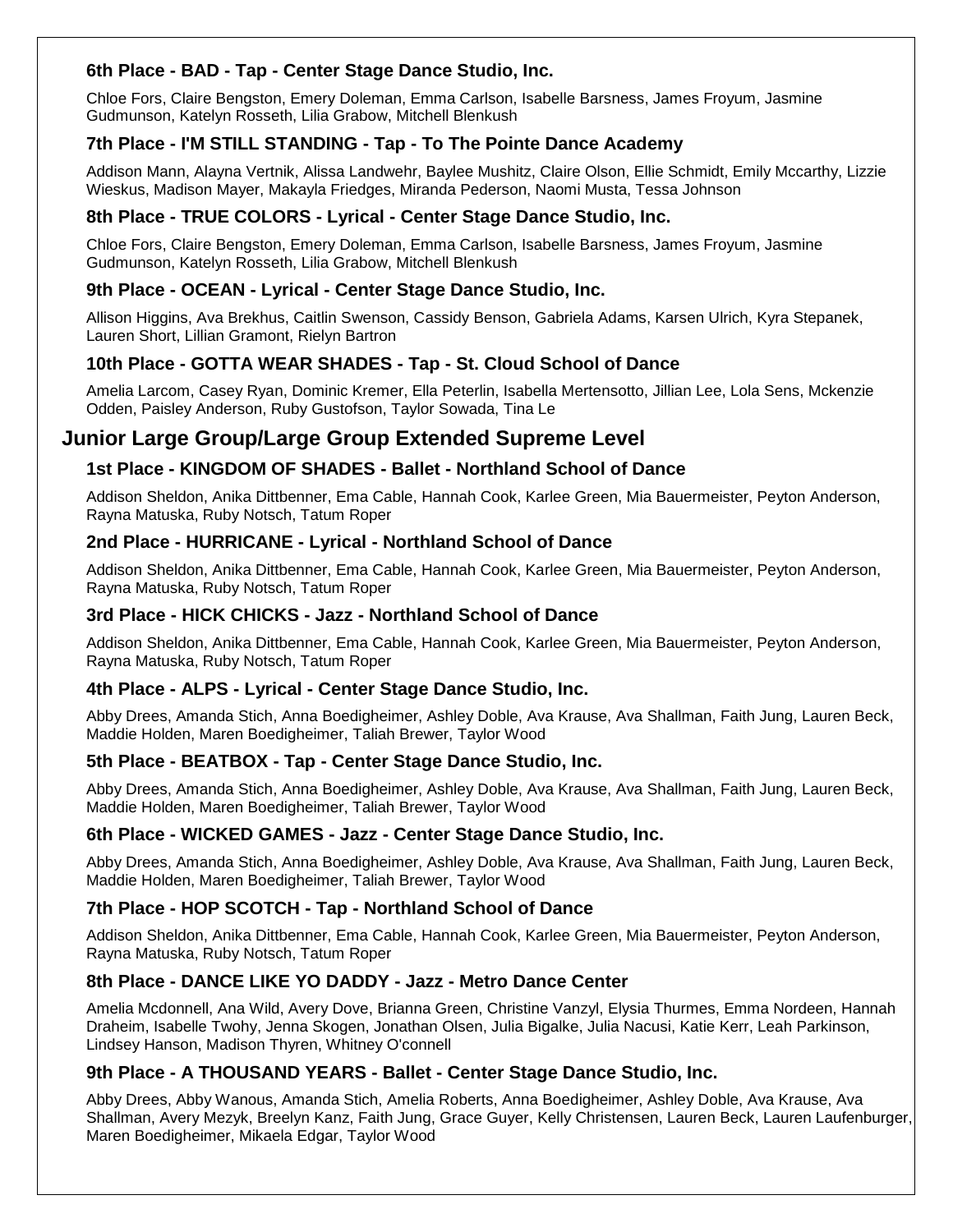### 6th Place - BAD - Tap - Center Stage Dance Studio, Inc.

Chloe Fors, Claire Bengston, Emery Doleman, Emma Carlson, Isabelle Barsness, James Froyum, Jasmine Gudmunson, Katelyn Rosseth, Lilia Grabow, Mitchell Blenkush

### 7th Place - I'M STILL STANDING - Tap - To The Pointe Dance Academy

Addison Mann, Alayna Vertnik, Alissa Landwehr, Baylee Mushitz, Claire Olson, Ellie Schmidt, Emily Mccarthy, Lizzie Wieskus, Madison Mayer, Makayla Friedges, Miranda Pederson, Naomi Musta, Tessa Johnson

### 8th Place - TRUE COLORS - Lyrical - Center Stage Dance Studio, Inc.

Chloe Fors, Claire Bengston, Emery Doleman, Emma Carlson, Isabelle Barsness, James Froyum, Jasmine Gudmunson, Katelyn Rosseth, Lilia Grabow, Mitchell Blenkush

### 9th Place - OCEAN - Lyrical - Center Stage Dance Studio, Inc.

Allison Higgins, Ava Brekhus, Caitlin Swenson, Cassidy Benson, Gabriela Adams, Karsen Ulrich, Kyra Stepanek, Lauren Short, Lillian Gramont, Rielyn Bartron

### 10th Place - GOTTA WEAR SHADES - Tap - St. Cloud School of Dance

Amelia Larcom, Casey Ryan, Dominic Kremer, Ella Peterlin, Isabella Mertensotto, Jillian Lee, Lola Sens, Mckenzie Odden, Paisley Anderson, Ruby Gustofson, Taylor Sowada, Tina Le

## Junior Large Group/Large Group Extended Supreme Level

### 1st Place - KINGDOM OF SHADES - Ballet - Northland School of Dance

Addison Sheldon, Anika Dittbenner, Ema Cable, Hannah Cook, Karlee Green, Mia Bauermeister, Peyton Anderson, Rayna Matuska, Ruby Notsch, Tatum Roper

### 2nd Place - HURRICANE - Lyrical - Northland School of Dance

Addison Sheldon, Anika Dittbenner, Ema Cable, Hannah Cook, Karlee Green, Mia Bauermeister, Peyton Anderson, Rayna Matuska, Ruby Notsch, Tatum Roper

### 3rd Place - HICK CHICKS - Jazz - Northland School of Dance

Addison Sheldon, Anika Dittbenner, Ema Cable, Hannah Cook, Karlee Green, Mia Bauermeister, Peyton Anderson, Rayna Matuska, Ruby Notsch, Tatum Roper

### 4th Place - ALPS - Lyrical - Center Stage Dance Studio, Inc.

Abby Drees, Amanda Stich, Anna Boedigheimer, Ashley Doble, Ava Krause, Ava Shallman, Faith Jung, Lauren Beck, Maddie Holden, Maren Boedigheimer, Taliah Brewer, Taylor Wood

### 5th Place - BEATBOX - Tap - Center Stage Dance Studio, Inc.

Abby Drees, Amanda Stich, Anna Boedigheimer, Ashley Doble, Ava Krause, Ava Shallman, Faith Jung, Lauren Beck, Maddie Holden, Maren Boedigheimer, Taliah Brewer, Taylor Wood

### 6th Place - WICKED GAMES - Jazz - Center Stage Dance Studio, Inc.

Abby Drees, Amanda Stich, Anna Boedigheimer, Ashley Doble, Ava Krause, Ava Shallman, Faith Jung, Lauren Beck, Maddie Holden, Maren Boedigheimer, Taliah Brewer, Taylor Wood

### 7th Place - HOP SCOTCH - Tap - Northland School of Dance

Addison Sheldon, Anika Dittbenner, Ema Cable, Hannah Cook, Karlee Green, Mia Bauermeister, Peyton Anderson, Rayna Matuska, Ruby Notsch, Tatum Roper

### 8th Place - DANCE LIKE YO DADDY - Jazz - Metro Dance Center

Amelia Mcdonnell, Ana Wild, Avery Dove, Brianna Green, Christine Vanzyl, Elysia Thurmes, Emma Nordeen, Hannah Draheim, Isabelle Twohy, Jenna Skogen, Jonathan Olsen, Julia Bigalke, Julia Nacusi, Katie Kerr, Leah Parkinson, Lindsey Hanson, Madison Thyren, Whitney O'connell

### 9th Place - A THOUSAND YEARS - Ballet - Center Stage Dance Studio, Inc.

Abby Drees, Abby Wanous, Amanda Stich, Amelia Roberts, Anna Boedigheimer, Ashley Doble, Ava Krause, Ava Shallman, Avery Mezyk, Breelyn Kanz, Faith Jung, Grace Guyer, Kelly Christensen, Lauren Beck, Lauren Laufenburger, Maren Boedigheimer, Mikaela Edgar, Taylor Wood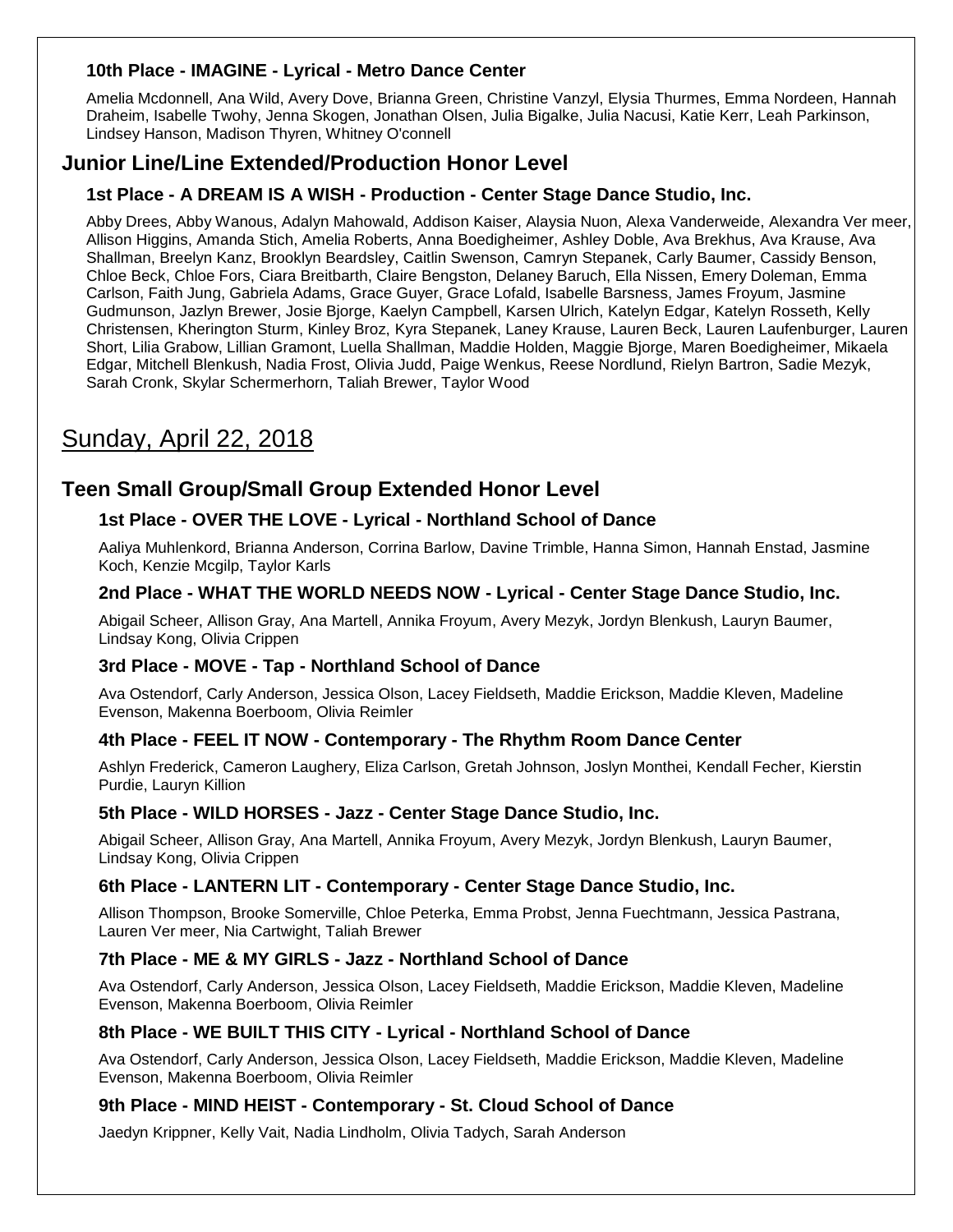### 10th Place - IMAGINE - Lyrical - Metro Dance Center

Amelia Mcdonnell, Ana Wild, Avery Dove, Brianna Green, Christine Vanzyl, Elysia Thurmes, Emma Nordeen, Hannah Draheim, Isabelle Twohy, Jenna Skogen, Jonathan Olsen, Julia Bigalke, Julia Nacusi, Katie Kerr, Leah Parkinson, Lindsey Hanson, Madison Thyren, Whitney O'connell

## Junior Line/Line Extended/Production Honor Level

### 1st Place - A DREAM IS A WISH - Production - Center Stage Dance Studio, Inc.

Abby Drees, Abby Wanous, Adalyn Mahowald, Addison Kaiser, Alaysia Nuon, Alexa Vanderweide, Alexandra Ver meer, Allison Higgins, Amanda Stich, Amelia Roberts, Anna Boedigheimer, Ashley Doble, Ava Brekhus, Ava Krause, Ava Shallman, Breelyn Kanz, Brooklyn Beardsley, Caitlin Swenson, Camryn Stepanek, Carly Baumer, Cassidy Benson, Chloe Beck, Chloe Fors, Ciara Breitbarth, Claire Bengston, Delaney Baruch, Ella Nissen, Emery Doleman, Emma Carlson, Faith Jung, Gabriela Adams, Grace Guyer, Grace Lofald, Isabelle Barsness, James Froyum, Jasmine Gudmunson, Jazlyn Brewer, Josie Bjorge, Kaelyn Campbell, Karsen Ulrich, Katelyn Edgar, Katelyn Rosseth, Kelly Christensen, Kherington Sturm, Kinley Broz, Kyra Stepanek, Laney Krause, Lauren Beck, Lauren Laufenburger, Lauren Short, Lilia Grabow, Lillian Gramont, Luella Shallman, Maddie Holden, Maggie Bjorge, Maren Boedigheimer, Mikaela Edgar, Mitchell Blenkush, Nadia Frost, Olivia Judd, Paige Wenkus, Reese Nordlund, Rielyn Bartron, Sadie Mezyk, Sarah Cronk, Skylar Schermerhorn, Taliah Brewer, Taylor Wood

# Sunday, April 22, 2018

## Teen Small Group/Small Group Extended Honor Level

### 1st Place - OVER THE LOVE - Lyrical - Northland School of Dance

Aaliya Muhlenkord, Brianna Anderson, Corrina Barlow, Davine Trimble, Hanna Simon, Hannah Enstad, Jasmine Koch, Kenzie Mcgilp, Taylor Karls

### 2nd Place - WHAT THE WORLD NEEDS NOW - Lyrical - Center Stage Dance Studio, Inc.

Abigail Scheer, Allison Gray, Ana Martell, Annika Froyum, Avery Mezyk, Jordyn Blenkush, Lauryn Baumer, Lindsay Kong, Olivia Crippen

### 3rd Place - MOVE - Tap - Northland School of Dance

Ava Ostendorf, Carly Anderson, Jessica Olson, Lacey Fieldseth, Maddie Erickson, Maddie Kleven, Madeline Evenson, Makenna Boerboom, Olivia Reimler

### 4th Place - FEEL IT NOW - Contemporary - The Rhythm Room Dance Center

Ashlyn Frederick, Cameron Laughery, Eliza Carlson, Gretah Johnson, Joslyn Monthei, Kendall Fecher, Kierstin Purdie, Lauryn Killion

### 5th Place - WILD HORSES - Jazz - Center Stage Dance Studio, Inc.

Abigail Scheer, Allison Gray, Ana Martell, Annika Froyum, Avery Mezyk, Jordyn Blenkush, Lauryn Baumer, Lindsay Kong, Olivia Crippen

### 6th Place - LANTERN LIT - Contemporary - Center Stage Dance Studio, Inc.

Allison Thompson, Brooke Somerville, Chloe Peterka, Emma Probst, Jenna Fuechtmann, Jessica Pastrana, Lauren Ver meer, Nia Cartwight, Taliah Brewer

### 7th Place - ME & MY GIRLS - Jazz - Northland School of Dance

Ava Ostendorf, Carly Anderson, Jessica Olson, Lacey Fieldseth, Maddie Erickson, Maddie Kleven, Madeline Evenson, Makenna Boerboom, Olivia Reimler

### 8th Place - WE BUILT THIS CITY - Lyrical - Northland School of Dance

Ava Ostendorf, Carly Anderson, Jessica Olson, Lacey Fieldseth, Maddie Erickson, Maddie Kleven, Madeline Evenson, Makenna Boerboom, Olivia Reimler

### 9th Place - MIND HEIST - Contemporary - St. Cloud School of Dance

Jaedyn Krippner, Kelly Vait, Nadia Lindholm, Olivia Tadych, Sarah Anderson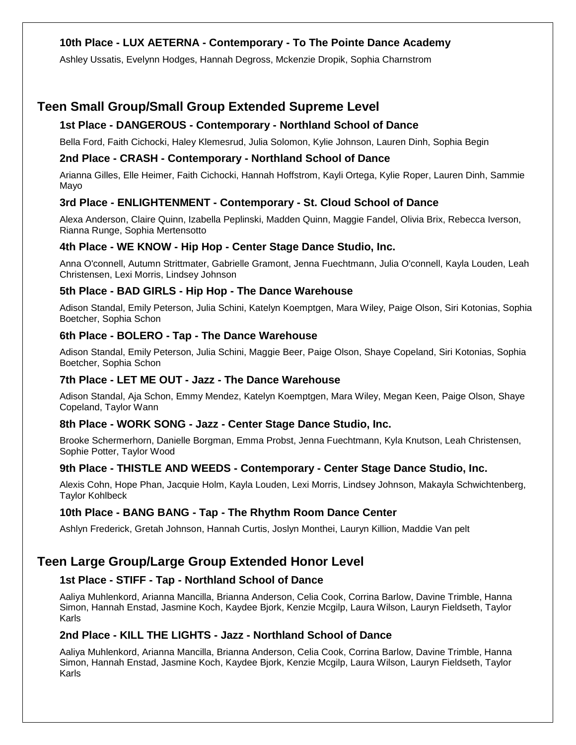### 10th Place - LUX AETERNA - Contemporary - To The Pointe Dance Academy

Ashley Ussatis, Evelynn Hodges, Hannah Degross, Mckenzie Dropik, Sophia Charnstrom

## Teen Small Group/Small Group Extended Supreme Level

### 1st Place - DANGEROUS - Contemporary - Northland School of Dance

Bella Ford, Faith Cichocki, Haley Klemesrud, Julia Solomon, Kylie Johnson, Lauren Dinh, Sophia Begin

### 2nd Place - CRASH - Contemporary - Northland School of Dance

Arianna Gilles, Elle Heimer, Faith Cichocki, Hannah Hoffstrom, Kayli Ortega, Kylie Roper, Lauren Dinh, Sammie Mayo

### 3rd Place - ENLIGHTENMENT - Contemporary - St. Cloud School of Dance

Alexa Anderson, Claire Quinn, Izabella Peplinski, Madden Quinn, Maggie Fandel, Olivia Brix, Rebecca Iverson, Rianna Runge, Sophia Mertensotto

### 4th Place - WE KNOW - Hip Hop - Center Stage Dance Studio, Inc.

Anna O'connell, Autumn Strittmater, Gabrielle Gramont, Jenna Fuechtmann, Julia O'connell, Kayla Louden, Leah Christensen, Lexi Morris, Lindsey Johnson

### 5th Place - BAD GIRLS - Hip Hop - The Dance Warehouse

Adison Standal, Emily Peterson, Julia Schini, Katelyn Koemptgen, Mara Wiley, Paige Olson, Siri Kotonias, Sophia Boetcher, Sophia Schon

### 6th Place - BOLERO - Tap - The Dance Warehouse

Adison Standal, Emily Peterson, Julia Schini, Maggie Beer, Paige Olson, Shaye Copeland, Siri Kotonias, Sophia Boetcher, Sophia Schon

### 7th Place - LET ME OUT - Jazz - The Dance Warehouse

Adison Standal, Aja Schon, Emmy Mendez, Katelyn Koemptgen, Mara Wiley, Megan Keen, Paige Olson, Shaye Copeland, Taylor Wann

### 8th Place - WORK SONG - Jazz - Center Stage Dance Studio, Inc.

Brooke Schermerhorn, Danielle Borgman, Emma Probst, Jenna Fuechtmann, Kyla Knutson, Leah Christensen, Sophie Potter, Taylor Wood

### 9th Place - THISTLE AND WEEDS - Contemporary - Center Stage Dance Studio, Inc.

Alexis Cohn, Hope Phan, Jacquie Holm, Kayla Louden, Lexi Morris, Lindsey Johnson, Makayla Schwichtenberg, Taylor Kohlbeck

### 10th Place - BANG BANG - Tap - The Rhythm Room Dance Center

Ashlyn Frederick, Gretah Johnson, Hannah Curtis, Joslyn Monthei, Lauryn Killion, Maddie Van pelt

## Teen Large Group/Large Group Extended Honor Level

### 1st Place - STIFF - Tap - Northland School of Dance

Aaliya Muhlenkord, Arianna Mancilla, Brianna Anderson, Celia Cook, Corrina Barlow, Davine Trimble, Hanna Simon, Hannah Enstad, Jasmine Koch, Kaydee Bjork, Kenzie Mcgilp, Laura Wilson, Lauryn Fieldseth, Taylor Karls

### 2nd Place - KILL THE LIGHTS - Jazz - Northland School of Dance

Aaliya Muhlenkord, Arianna Mancilla, Brianna Anderson, Celia Cook, Corrina Barlow, Davine Trimble, Hanna Simon, Hannah Enstad, Jasmine Koch, Kaydee Bjork, Kenzie Mcgilp, Laura Wilson, Lauryn Fieldseth, Taylor Karls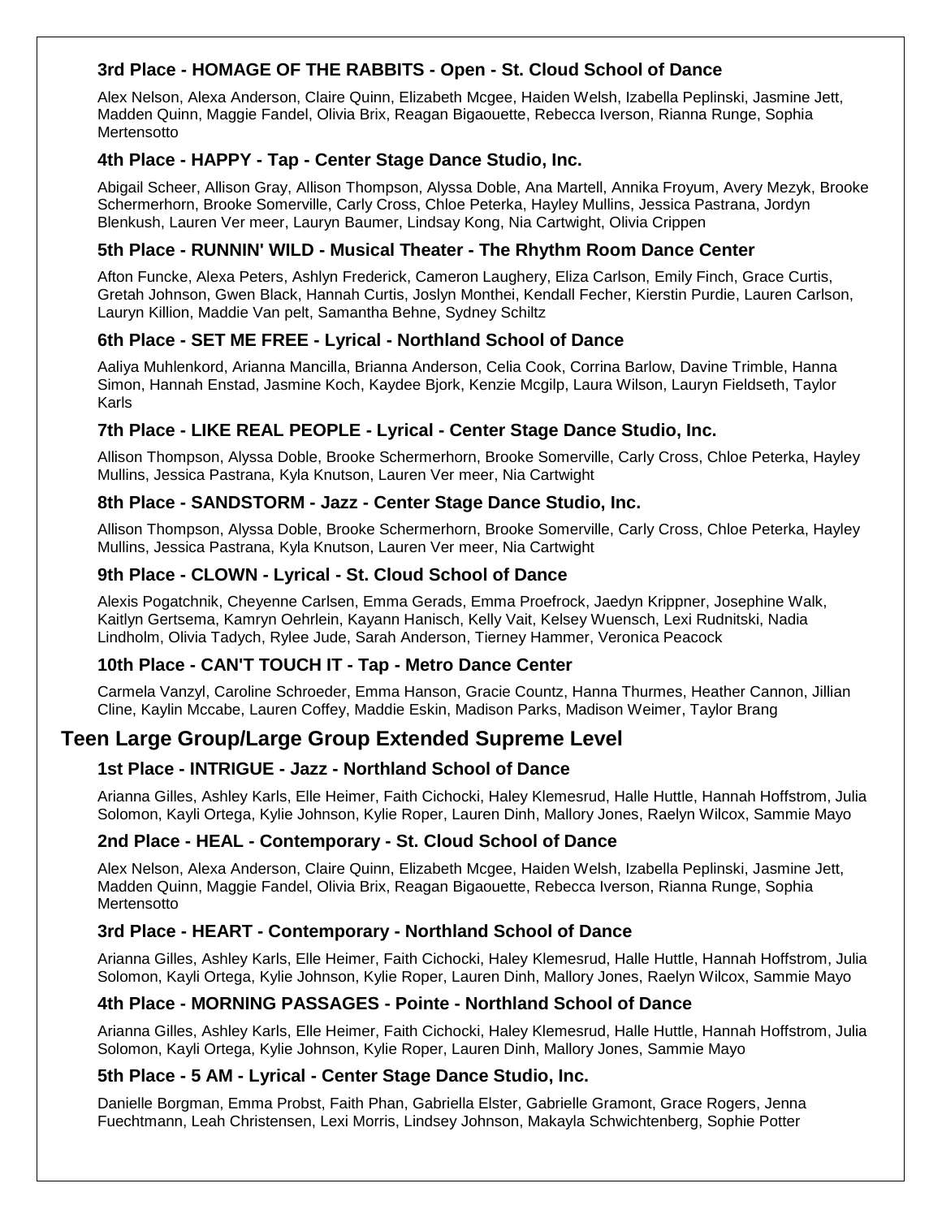### 3rd Place - HOMAGE OF THE RABBITS - Open - St. Cloud School of Dance

Alex Nelson, Alexa Anderson, Claire Quinn, Elizabeth Mcgee, Haiden Welsh, Izabella Peplinski, Jasmine Jett, Madden Quinn, Maggie Fandel, Olivia Brix, Reagan Bigaouette, Rebecca Iverson, Rianna Runge, Sophia Mertensotto

### 4th Place - HAPPY - Tap - Center Stage Dance Studio, Inc.

Abigail Scheer, Allison Gray, Allison Thompson, Alyssa Doble, Ana Martell, Annika Froyum, Avery Mezyk, Brooke Schermerhorn, Brooke Somerville, Carly Cross, Chloe Peterka, Hayley Mullins, Jessica Pastrana, Jordyn Blenkush, Lauren Ver meer, Lauryn Baumer, Lindsay Kong, Nia Cartwight, Olivia Crippen

### 5th Place - RUNNIN' WILD - Musical Theater - The Rhythm Room Dance Center

Afton Funcke, Alexa Peters, Ashlyn Frederick, Cameron Laughery, Eliza Carlson, Emily Finch, Grace Curtis, Gretah Johnson, Gwen Black, Hannah Curtis, Joslyn Monthei, Kendall Fecher, Kierstin Purdie, Lauren Carlson, Lauryn Killion, Maddie Van pelt, Samantha Behne, Sydney Schiltz

### 6th Place - SET ME FREE - Lyrical - Northland School of Dance

Aaliya Muhlenkord, Arianna Mancilla, Brianna Anderson, Celia Cook, Corrina Barlow, Davine Trimble, Hanna Simon, Hannah Enstad, Jasmine Koch, Kaydee Bjork, Kenzie Mcgilp, Laura Wilson, Lauryn Fieldseth, Taylor Karls

### 7th Place - LIKE REAL PEOPLE - Lyrical - Center Stage Dance Studio, Inc.

Allison Thompson, Alyssa Doble, Brooke Schermerhorn, Brooke Somerville, Carly Cross, Chloe Peterka, Hayley Mullins, Jessica Pastrana, Kyla Knutson, Lauren Ver meer, Nia Cartwight

### 8th Place - SANDSTORM - Jazz - Center Stage Dance Studio, Inc.

Allison Thompson, Alyssa Doble, Brooke Schermerhorn, Brooke Somerville, Carly Cross, Chloe Peterka, Hayley Mullins, Jessica Pastrana, Kyla Knutson, Lauren Ver meer, Nia Cartwight

### 9th Place - CLOWN - Lyrical - St. Cloud School of Dance

Alexis Pogatchnik, Cheyenne Carlsen, Emma Gerads, Emma Proefrock, Jaedyn Krippner, Josephine Walk, Kaitlyn Gertsema, Kamryn Oehrlein, Kayann Hanisch, Kelly Vait, Kelsey Wuensch, Lexi Rudnitski, Nadia Lindholm, Olivia Tadych, Rylee Jude, Sarah Anderson, Tierney Hammer, Veronica Peacock

### 10th Place - CAN'T TOUCH IT - Tap - Metro Dance Center

Carmela Vanzyl, Caroline Schroeder, Emma Hanson, Gracie Countz, Hanna Thurmes, Heather Cannon, Jillian Cline, Kaylin Mccabe, Lauren Coffey, Maddie Eskin, Madison Parks, Madison Weimer, Taylor Brang

## Teen Large Group/Large Group Extended Supreme Level

### 1st Place - INTRIGUE - Jazz - Northland School of Dance

Arianna Gilles, Ashley Karls, Elle Heimer, Faith Cichocki, Haley Klemesrud, Halle Huttle, Hannah Hoffstrom, Julia Solomon, Kayli Ortega, Kylie Johnson, Kylie Roper, Lauren Dinh, Mallory Jones, Raelyn Wilcox, Sammie Mayo

### 2nd Place - HEAL - Contemporary - St. Cloud School of Dance

Alex Nelson, Alexa Anderson, Claire Quinn, Elizabeth Mcgee, Haiden Welsh, Izabella Peplinski, Jasmine Jett, Madden Quinn, Maggie Fandel, Olivia Brix, Reagan Bigaouette, Rebecca Iverson, Rianna Runge, Sophia Mertensotto

### 3rd Place - HEART - Contemporary - Northland School of Dance

Arianna Gilles, Ashley Karls, Elle Heimer, Faith Cichocki, Haley Klemesrud, Halle Huttle, Hannah Hoffstrom, Julia Solomon, Kayli Ortega, Kylie Johnson, Kylie Roper, Lauren Dinh, Mallory Jones, Raelyn Wilcox, Sammie Mayo

### 4th Place - MORNING PASSAGES - Pointe - Northland School of Dance

Arianna Gilles, Ashley Karls, Elle Heimer, Faith Cichocki, Haley Klemesrud, Halle Huttle, Hannah Hoffstrom, Julia Solomon, Kayli Ortega, Kylie Johnson, Kylie Roper, Lauren Dinh, Mallory Jones, Sammie Mayo

### 5th Place - 5 AM - Lyrical - Center Stage Dance Studio, Inc.

Danielle Borgman, Emma Probst, Faith Phan, Gabriella Elster, Gabrielle Gramont, Grace Rogers, Jenna Fuechtmann, Leah Christensen, Lexi Morris, Lindsey Johnson, Makayla Schwichtenberg, Sophie Potter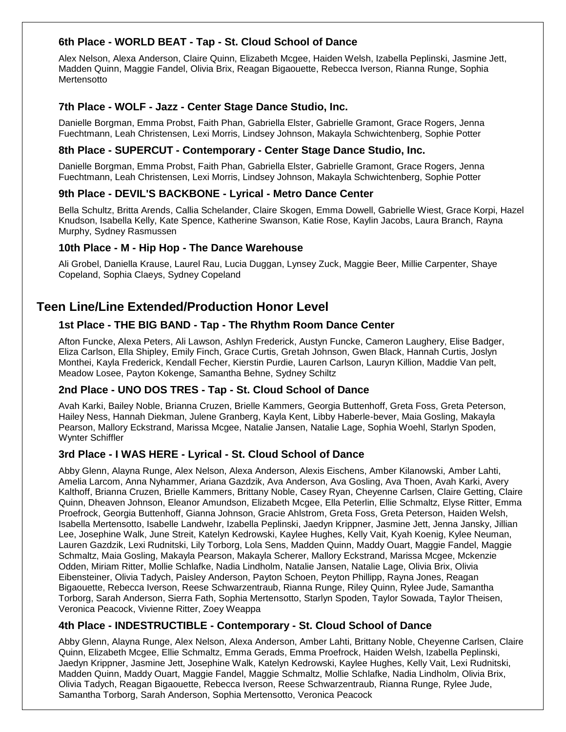### 6th Place - WORLD BEAT - Tap - St. Cloud School of Dance

Alex Nelson, Alexa Anderson, Claire Quinn, Elizabeth Mcgee, Haiden Welsh, Izabella Peplinski, Jasmine Jett, Madden Quinn, Maggie Fandel, Olivia Brix, Reagan Bigaouette, Rebecca Iverson, Rianna Runge, Sophia Mertensotto

### 7th Place - WOLF - Jazz - Center Stage Dance Studio, Inc.

Danielle Borgman, Emma Probst, Faith Phan, Gabriella Elster, Gabrielle Gramont, Grace Rogers, Jenna Fuechtmann, Leah Christensen, Lexi Morris, Lindsey Johnson, Makayla Schwichtenberg, Sophie Potter

### 8th Place - SUPERCUT - Contemporary - Center Stage Dance Studio, Inc.

Danielle Borgman, Emma Probst, Faith Phan, Gabriella Elster, Gabrielle Gramont, Grace Rogers, Jenna Fuechtmann, Leah Christensen, Lexi Morris, Lindsey Johnson, Makayla Schwichtenberg, Sophie Potter

### 9th Place - DEVIL'S BACKBONE - Lyrical - Metro Dance Center

Bella Schultz, Britta Arends, Callia Schelander, Claire Skogen, Emma Dowell, Gabrielle Wiest, Grace Korpi, Hazel Knudson, Isabella Kelly, Kate Spence, Katherine Swanson, Katie Rose, Kaylin Jacobs, Laura Branch, Rayna Murphy, Sydney Rasmussen

### 10th Place - M - Hip Hop - The Dance Warehouse

Ali Grobel, Daniella Krause, Laurel Rau, Lucia Duggan, Lynsey Zuck, Maggie Beer, Millie Carpenter, Shaye Copeland, Sophia Claeys, Sydney Copeland

## Teen Line/Line Extended/Production Honor Level

### 1st Place - THE BIG BAND - Tap - The Rhythm Room Dance Center

Afton Funcke, Alexa Peters, Ali Lawson, Ashlyn Frederick, Austyn Funcke, Cameron Laughery, Elise Badger, Eliza Carlson, Ella Shipley, Emily Finch, Grace Curtis, Gretah Johnson, Gwen Black, Hannah Curtis, Joslyn Monthei, Kayla Frederick, Kendall Fecher, Kierstin Purdie, Lauren Carlson, Lauryn Killion, Maddie Van pelt, Meadow Losee, Payton Kokenge, Samantha Behne, Sydney Schiltz

### 2nd Place - UNO DOS TRES - Tap - St. Cloud School of Dance

Avah Karki, Bailey Noble, Brianna Cruzen, Brielle Kammers, Georgia Buttenhoff, Greta Foss, Greta Peterson, Hailey Ness, Hannah Diekman, Julene Granberg, Kayla Kent, Libby Haberle-bever, Maia Gosling, Makayla Pearson, Mallory Eckstrand, Marissa Mcgee, Natalie Jansen, Natalie Lage, Sophia Woehl, Starlyn Spoden, Wynter Schiffler

### 3rd Place - I WAS HERE - Lyrical - St. Cloud School of Dance

Abby Glenn, Alayna Runge, Alex Nelson, Alexa Anderson, Alexis Eischens, Amber Kilanowski, Amber Lahti, Amelia Larcom, Anna Nyhammer, Ariana Gazdzik, Ava Anderson, Ava Gosling, Ava Thoen, Avah Karki, Avery Kalthoff, Brianna Cruzen, Brielle Kammers, Brittany Noble, Casey Ryan, Cheyenne Carlsen, Claire Getting, Claire Quinn, Dheaven Johnson, Eleanor Amundson, Elizabeth Mcgee, Ella Peterlin, Ellie Schmaltz, Elyse Ritter, Emma Proefrock, Georgia Buttenhoff, Gianna Johnson, Gracie Ahlstrom, Greta Foss, Greta Peterson, Haiden Welsh, Isabella Mertensotto, Isabelle Landwehr, Izabella Peplinski, Jaedyn Krippner, Jasmine Jett, Jenna Jansky, Jillian Lee, Josephine Walk, June Streit, Katelyn Kedrowski, Kaylee Hughes, Kelly Vait, Kyah Koenig, Kylee Neuman, Lauren Gazdzik, Lexi Rudnitski, Lily Torborg, Lola Sens, Madden Quinn, Maddy Ouart, Maggie Fandel, Maggie Schmaltz, Maia Gosling, Makayla Pearson, Makayla Scherer, Mallory Eckstrand, Marissa Mcgee, Mckenzie Odden, Miriam Ritter, Mollie Schlafke, Nadia Lindholm, Natalie Jansen, Natalie Lage, Olivia Brix, Olivia Eibensteiner, Olivia Tadych, Paisley Anderson, Payton Schoen, Peyton Phillipp, Rayna Jones, Reagan Bigaouette, Rebecca Iverson, Reese Schwarzentraub, Rianna Runge, Riley Quinn, Rylee Jude, Samantha Torborg, Sarah Anderson, Sierra Fath, Sophia Mertensotto, Starlyn Spoden, Taylor Sowada, Taylor Theisen, Veronica Peacock, Vivienne Ritter, Zoey Weappa

### 4th Place - INDESTRUCTIBLE - Contemporary - St. Cloud School of Dance

Abby Glenn, Alayna Runge, Alex Nelson, Alexa Anderson, Amber Lahti, Brittany Noble, Cheyenne Carlsen, Claire Quinn, Elizabeth Mcgee, Ellie Schmaltz, Emma Gerads, Emma Proefrock, Haiden Welsh, Izabella Peplinski, Jaedyn Krippner, Jasmine Jett, Josephine Walk, Katelyn Kedrowski, Kaylee Hughes, Kelly Vait, Lexi Rudnitski, Madden Quinn, Maddy Ouart, Maggie Fandel, Maggie Schmaltz, Mollie Schlafke, Nadia Lindholm, Olivia Brix, Olivia Tadych, Reagan Bigaouette, Rebecca Iverson, Reese Schwarzentraub, Rianna Runge, Rylee Jude, Samantha Torborg, Sarah Anderson, Sophia Mertensotto, Veronica Peacock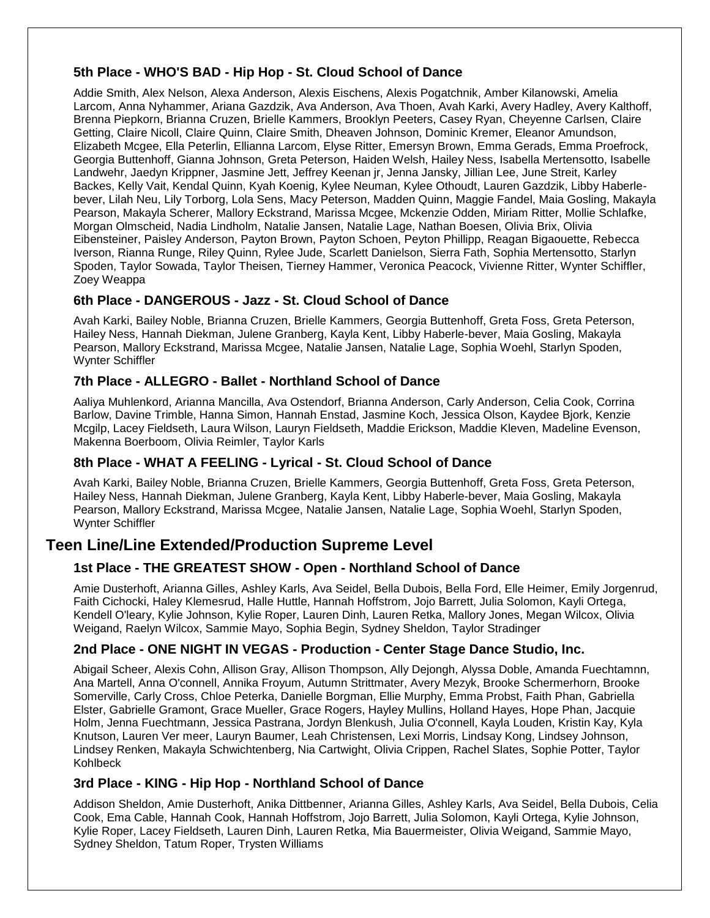### 5th Place - WHO'S BAD - Hip Hop - St. Cloud School of Dance

Addie Smith, Alex Nelson, Alexa Anderson, Alexis Eischens, Alexis Pogatchnik, Amber Kilanowski, Amelia Larcom, Anna Nyhammer, Ariana Gazdzik, Ava Anderson, Ava Thoen, Avah Karki, Avery Hadley, Avery Kalthoff, Brenna Piepkorn, Brianna Cruzen, Brielle Kammers, Brooklyn Peeters, Casey Ryan, Cheyenne Carlsen, Claire Getting, Claire Nicoll, Claire Quinn, Claire Smith, Dheaven Johnson, Dominic Kremer, Eleanor Amundson, Elizabeth Mcgee, Ella Peterlin, Ellianna Larcom, Elyse Ritter, Emersyn Brown, Emma Gerads, Emma Proefrock, Georgia Buttenhoff, Gianna Johnson, Greta Peterson, Haiden Welsh, Hailey Ness, Isabella Mertensotto, Isabelle Landwehr, Jaedyn Krippner, Jasmine Jett, Jeffrey Keenan jr, Jenna Jansky, Jillian Lee, June Streit, Karley Backes, Kelly Vait, Kendal Quinn, Kyah Koenig, Kylee Neuman, Kylee Othoudt, Lauren Gazdzik, Libby Haberle-bever, Lilah Neu, Lily Torborg, Lola Sens, Macy Peterson, Madden Quinn, Maggie Fandel, Maia Gosling, Makayla Pearson, Makayla Scherer, Mallory Eckstrand, Marissa Mcgee, Mckenzie Odden, Miriam Ritter, Mollie Schlafke, Morgan Olmscheid, Nadia Lindholm, Natalie Jansen, Natalie Lage, Nathan Boesen, Olivia Brix, Olivia Eibensteiner, Paisley Anderson, Payton Brown, Payton Schoen, Peyton Phillipp, Reagan Bigaouette, Rebecca Iverson, Rianna Runge, Riley Quinn, Rylee Jude, Scarlett Danielson, Sierra Fath, Sophia Mertensotto, Starlyn Spoden, Taylor Sowada, Taylor Theisen, Tierney Hammer, Veronica Peacock, Vivienne Ritter, Wynter Schiffler, Zoey Weappa

### 6th Place - DANGEROUS - Jazz - St. Cloud School of Dance

Avah Karki, Bailey Noble, Brianna Cruzen, Brielle Kammers, Georgia Buttenhoff, Greta Foss, Greta Peterson, Hailey Ness, Hannah Diekman, Julene Granberg, Kayla Kent, Libby Haberle-bever, Maia Gosling, Makayla Pearson, Mallory Eckstrand, Marissa Mcgee, Natalie Jansen, Natalie Lage, Sophia Woehl, Starlyn Spoden, Wynter Schiffler

### 7th Place - ALLEGRO - Ballet - Northland School of Dance

Aaliya Muhlenkord, Arianna Mancilla, Ava Ostendorf, Brianna Anderson, Carly Anderson, Celia Cook, Corrina Barlow, Davine Trimble, Hanna Simon, Hannah Enstad, Jasmine Koch, Jessica Olson, Kaydee Bjork, Kenzie Mcgilp, Lacey Fieldseth, Laura Wilson, Lauryn Fieldseth, Maddie Erickson, Maddie Kleven, Madeline Evenson, Makenna Boerboom, Olivia Reimler, Taylor Karls

### 8th Place - WHAT A FEELING - Lyrical - St. Cloud School of Dance

Avah Karki, Bailey Noble, Brianna Cruzen, Brielle Kammers, Georgia Buttenhoff, Greta Foss, Greta Peterson, Hailey Ness, Hannah Diekman, Julene Granberg, Kayla Kent, Libby Haberle-bever, Maia Gosling, Makayla Pearson, Mallory Eckstrand, Marissa Mcgee, Natalie Jansen, Natalie Lage, Sophia Woehl, Starlyn Spoden, Wynter Schiffler

## Teen Line/Line Extended/Production Supreme Level

### 1st Place - THE GREATEST SHOW - Open - Northland School of Dance

Amie Dusterhoft, Arianna Gilles, Ashley Karls, Ava Seidel, Bella Dubois, Bella Ford, Elle Heimer, Emily Jorgenrud, Faith Cichocki, Haley Klemesrud, Halle Huttle, Hannah Hoffstrom, Jojo Barrett, Julia Solomon, Kayli Ortega, Kendell O'leary, Kylie Johnson, Kylie Roper, Lauren Dinh, Lauren Retka, Mallory Jones, Megan Wilcox, Olivia Weigand, Raelyn Wilcox, Sammie Mayo, Sophia Begin, Sydney Sheldon, Taylor Stradinger

### 2nd Place - ONE NIGHT IN VEGAS - Production - Center Stage Dance Studio, Inc.

Abigail Scheer, Alexis Cohn, Allison Gray, Allison Thompson, Ally Dejongh, Alyssa Doble, Amanda Fuechtamnn, Ana Martell, Anna O'connell, Annika Froyum, Autumn Strittmater, Avery Mezyk, Brooke Schermerhorn, Brooke Somerville, Carly Cross, Chloe Peterka, Danielle Borgman, Ellie Murphy, Emma Probst, Faith Phan, Gabriella Elster, Gabrielle Gramont, Grace Mueller, Grace Rogers, Hayley Mullins, Holland Hayes, Hope Phan, Jacquie Holm, Jenna Fuechtmann, Jessica Pastrana, Jordyn Blenkush, Julia O'connell, Kayla Louden, Kristin Kay, Kyla Knutson, Lauren Ver meer, Lauryn Baumer, Leah Christensen, Lexi Morris, Lindsay Kong, Lindsey Johnson, Lindsey Renken, Makayla Schwichtenberg, Nia Cartwight, Olivia Crippen, Rachel Slates, Sophie Potter, Taylor Kohlbeck

### 3rd Place - KING - Hip Hop - Northland School of Dance

Addison Sheldon, Amie Dusterhoft, Anika Dittbenner, Arianna Gilles, Ashley Karls, Ava Seidel, Bella Dubois, Celia Cook, Ema Cable, Hannah Cook, Hannah Hoffstrom, Jojo Barrett, Julia Solomon, Kayli Ortega, Kylie Johnson, Kylie Roper, Lacey Fieldseth, Lauren Dinh, Lauren Retka, Mia Bauermeister, Olivia Weigand, Sammie Mayo, Sydney Sheldon, Tatum Roper, Trysten Williams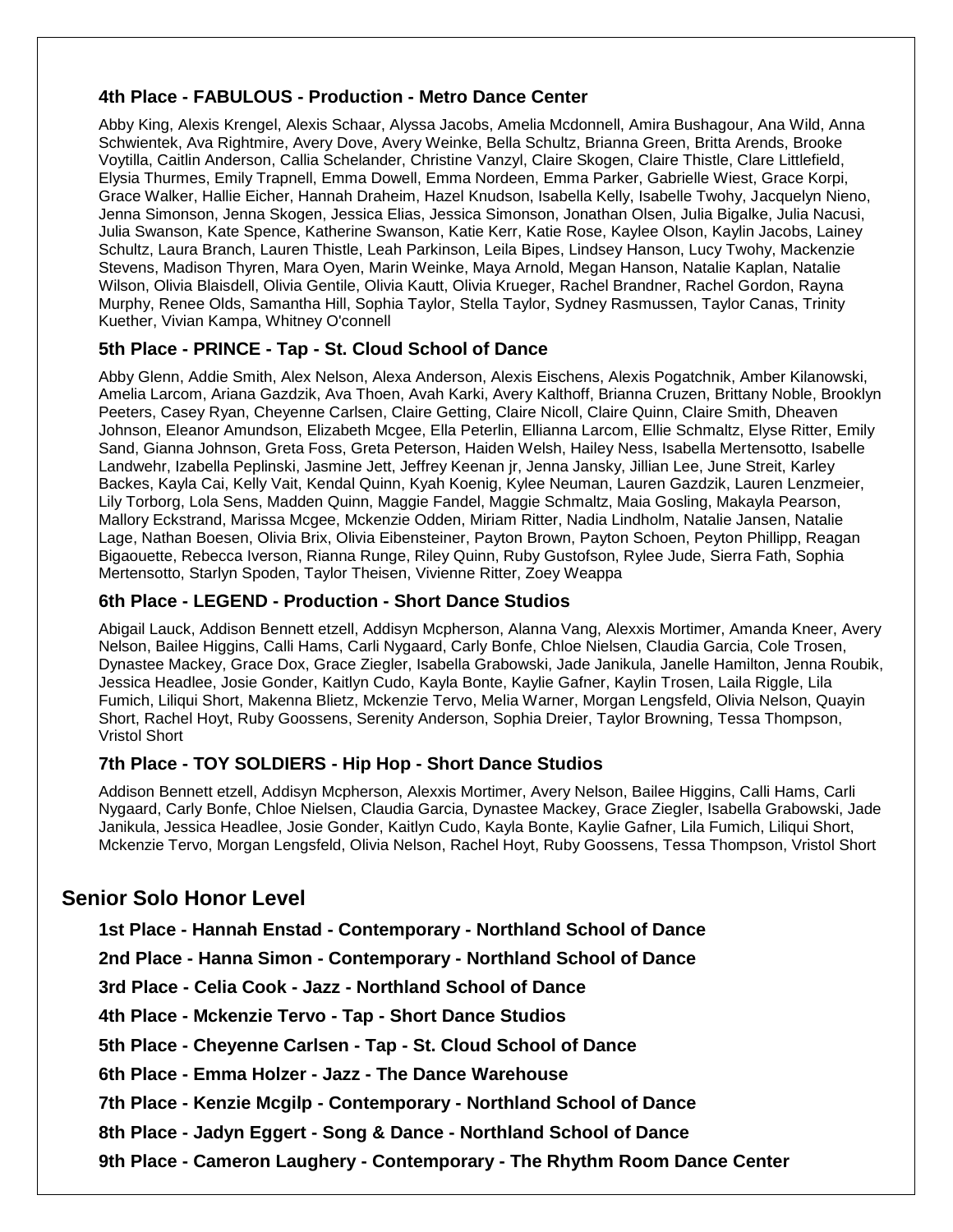#### 4th Place - FABULOUS - Production - Metro Dance Center

Abby King, Alexis Krengel, Alexis Schaar, Alyssa Jacobs, Amelia Mcdonnell, Amira Bushagour, Ana Wild, Anna Schwientek, Ava Rightmire, Avery Dove, Avery Weinke, Bella Schultz, Brianna Green, Britta Arends, Brooke Voytilla, Caitlin Anderson, Callia Schelander, Christine Vanzyl, Claire Skogen, Claire Thistle, Clare Littlefield, Elysia Thurmes, Emily Trapnell, Emma Dowell, Emma Nordeen, Emma Parker, Gabrielle Wiest, Grace Korpi, Grace Walker, Hallie Eicher, Hannah Draheim, Hazel Knudson, Isabella Kelly, Isabelle Twohy, Jacquelyn Nieno, Jenna Simonson, Jenna Skogen, Jessica Elias, Jessica Simonson, Jonathan Olsen, Julia Bigalke, Julia Nacusi, Julia Swanson, Kate Spence, Katherine Swanson, Katie Kerr, Katie Rose, Kaylee Olson, Kaylin Jacobs, Lainey Schultz, Laura Branch, Lauren Thistle, Leah Parkinson, Leila Bipes, Lindsey Hanson, Lucy Twohy, Mackenzie Stevens, Madison Thyren, Mara Oyen, Marin Weinke, Maya Arnold, Megan Hanson, Natalie Kaplan, Natalie Wilson, Olivia Blaisdell, Olivia Gentile, Olivia Kautt, Olivia Krueger, Rachel Brandner, Rachel Gordon, Rayna Murphy, Renee Olds, Samantha Hill, Sophia Taylor, Stella Taylor, Sydney Rasmussen, Taylor Canas, Trinity Kuether, Vivian Kampa, Whitney O'connell

#### 5th Place - PRINCE - Tap - St. Cloud School of Dance

Abby Glenn, Addie Smith, Alex Nelson, Alexa Anderson, Alexis Eischens, Alexis Pogatchnik, Amber Kilanowski, Amelia Larcom, Ariana Gazdzik, Ava Thoen, Avah Karki, Avery Kalthoff, Brianna Cruzen, Brittany Noble, Brooklyn Peeters, Casey Ryan, Cheyenne Carlsen, Claire Getting, Claire Nicoll, Claire Quinn, Claire Smith, Dheaven Johnson, Eleanor Amundson, Elizabeth Mcgee, Ella Peterlin, Ellianna Larcom, Ellie Schmaltz, Elyse Ritter, Emily Sand, Gianna Johnson, Greta Foss, Greta Peterson, Haiden Welsh, Hailey Ness, Isabella Mertensotto, Isabelle Landwehr, Izabella Peplinski, Jasmine Jett, Jeffrey Keenan jr, Jenna Jansky, Jillian Lee, June Streit, Karley Backes, Kayla Cai, Kelly Vait, Kendal Quinn, Kyah Koenig, Kylee Neuman, Lauren Gazdzik, Lauren Lenzmeier, Lily Torborg, Lola Sens, Madden Quinn, Maggie Fandel, Maggie Schmaltz, Maia Gosling, Makayla Pearson, Mallory Eckstrand, Marissa Mcgee, Mckenzie Odden, Miriam Ritter, Nadia Lindholm, Natalie Jansen, Natalie Lage, Nathan Boesen, Olivia Brix, Olivia Eibensteiner, Payton Brown, Payton Schoen, Peyton Phillipp, Reagan Bigaouette, Rebecca Iverson, Rianna Runge, Riley Quinn, Ruby Gustofson, Rylee Jude, Sierra Fath, Sophia Mertensotto, Starlyn Spoden, Taylor Theisen, Vivienne Ritter, Zoey Weappa

#### 6th Place - LEGEND - Production - Short Dance Studios

Abigail Lauck, Addison Bennett etzell, Addisyn Mcpherson, Alanna Vang, Alexxis Mortimer, Amanda Kneer, Avery Nelson, Bailee Higgins, Calli Hams, Carli Nygaard, Carly Bonfe, Chloe Nielsen, Claudia Garcia, Cole Trosen, Dynastee Mackey, Grace Dox, Grace Ziegler, Isabella Grabowski, Jade Janikula, Janelle Hamilton, Jenna Roubik, Jessica Headlee, Josie Gonder, Kaitlyn Cudo, Kayla Bonte, Kaylie Gafner, Kaylin Trosen, Laila Riggle, Lila Fumich, Liliqui Short, Makenna Blietz, Mckenzie Tervo, Melia Warner, Morgan Lengsfeld, Olivia Nelson, Quayin Short, Rachel Hoyt, Ruby Goossens, Serenity Anderson, Sophia Dreier, Taylor Browning, Tessa Thompson, Vristol Short

#### 7th Place - TOY SOLDIERS - Hip Hop - Short Dance Studios

Addison Bennett etzell, Addisyn Mcpherson, Alexxis Mortimer, Avery Nelson, Bailee Higgins, Calli Hams, Carli Nygaard, Carly Bonfe, Chloe Nielsen, Claudia Garcia, Dynastee Mackey, Grace Ziegler, Isabella Grabowski, Jade Janikula, Jessica Headlee, Josie Gonder, Kaitlyn Cudo, Kayla Bonte, Kaylie Gafner, Lila Fumich, Liliqui Short, Mckenzie Tervo, Morgan Lengsfeld, Olivia Nelson, Rachel Hoyt, Ruby Goossens, Tessa Thompson, Vristol Short

### Senior Solo Honor Level

**1st Place - Hannah Enstad - Contemporary - Northland School of Dance**

**2nd Place - Hanna Simon - Contemporary - Northland School of Dance**

**3rd Place - Celia Cook - Jazz - Northland School of Dance**

**4th Place - Mckenzie Tervo - Tap - Short Dance Studios**

**5th Place - Cheyenne Carlsen - Tap - St. Cloud School of Dance**

**6th Place - Emma Holzer - Jazz - The Dance Warehouse**

**7th Place - Kenzie Mcgilp - Contemporary - Northland School of Dance**

**8th Place - Jadyn Eggert - Song & Dance - Northland School of Dance**

**9th Place - Cameron Laughery - Contemporary - The Rhythm Room Dance Center**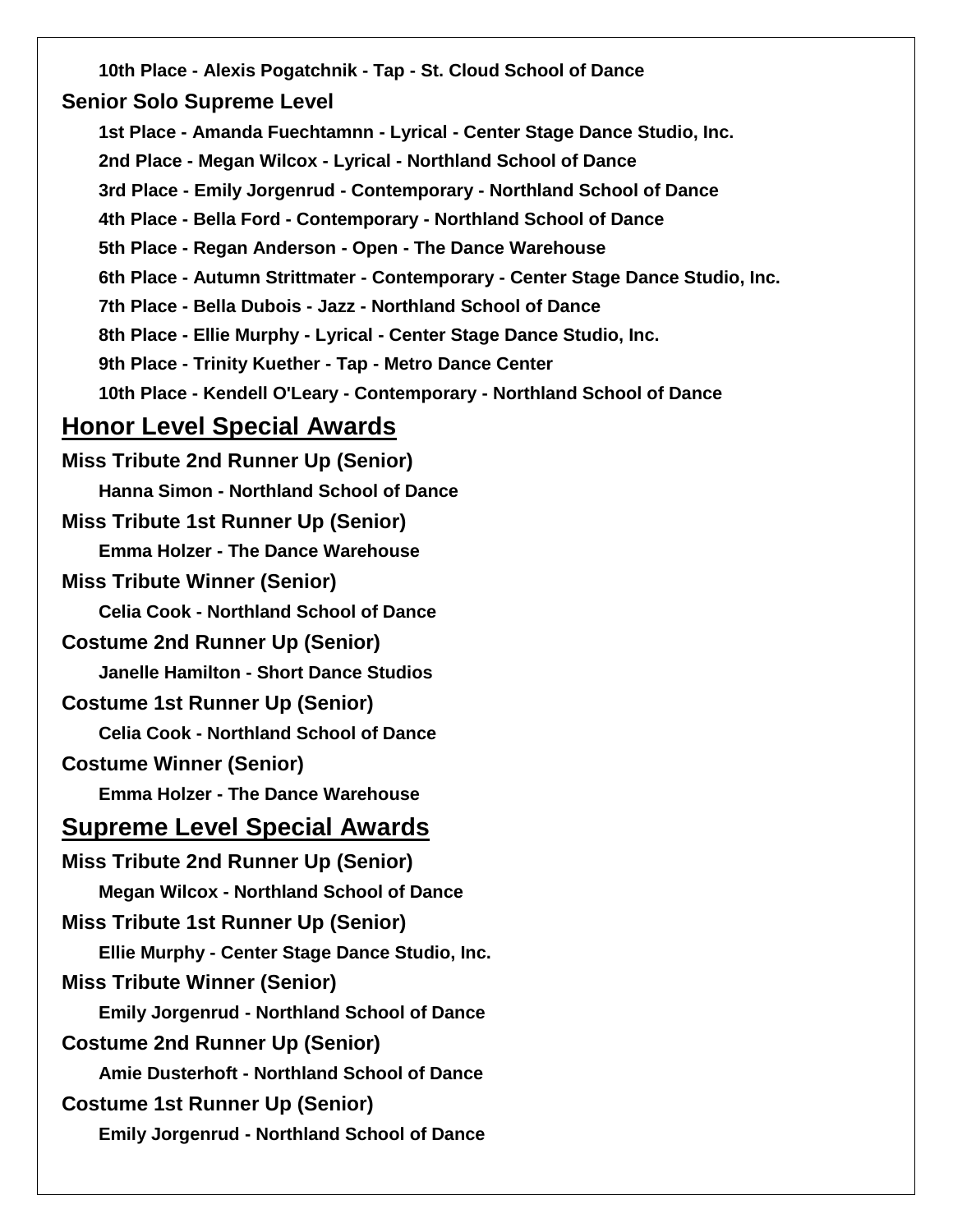**10th Place - Alexis Pogatchnik - Tap - St. Cloud School of Dance**

### Senior Solo Supreme Level

**1st Place - Amanda Fuechtamnn - Lyrical - Center Stage Dance Studio, Inc.**

**2nd Place - Megan Wilcox - Lyrical - Northland School of Dance**

**3rd Place - Emily Jorgenrud - Contemporary - Northland School of Dance**

**4th Place - Bella Ford - Contemporary - Northland School of Dance**

**5th Place - Regan Anderson - Open - The Dance Warehouse**

**6th Place - Autumn Strittmater - Contemporary - Center Stage Dance Studio, Inc.**

**7th Place - Bella Dubois - Jazz - Northland School of Dance**

**8th Place - Ellie Murphy - Lyrical - Center Stage Dance Studio, Inc.**

**9th Place - Trinity Kuether - Tap - Metro Dance Center**

**10th Place - Kendell O'Leary - Contemporary - Northland School of Dance**

## Honor Level Special Awards

### Miss Tribute 2nd Runner Up (Senior)

**Hanna Simon - Northland School of Dance**

### Miss Tribute 1st Runner Up (Senior)

**Emma Holzer - The Dance Warehouse**

### Miss Tribute Winner (Senior)

**Celia Cook - Northland School of Dance**

### Costume 2nd Runner Up (Senior)

**Janelle Hamilton - Short Dance Studios**

### Costume 1st Runner Up (Senior)

**Celia Cook - Northland School of Dance**

### Costume Winner (Senior)

**Emma Holzer - The Dance Warehouse**

## Supreme Level Special Awards

### Miss Tribute 2nd Runner Up (Senior)

**Megan Wilcox - Northland School of Dance**

### Miss Tribute 1st Runner Up (Senior)

**Ellie Murphy - Center Stage Dance Studio, Inc.**

### Miss Tribute Winner (Senior)

**Emily Jorgenrud - Northland School of Dance**

### Costume 2nd Runner Up (Senior)

**Amie Dusterhoft - Northland School of Dance**

### Costume 1st Runner Up (Senior)

**Emily Jorgenrud - Northland School of Dance**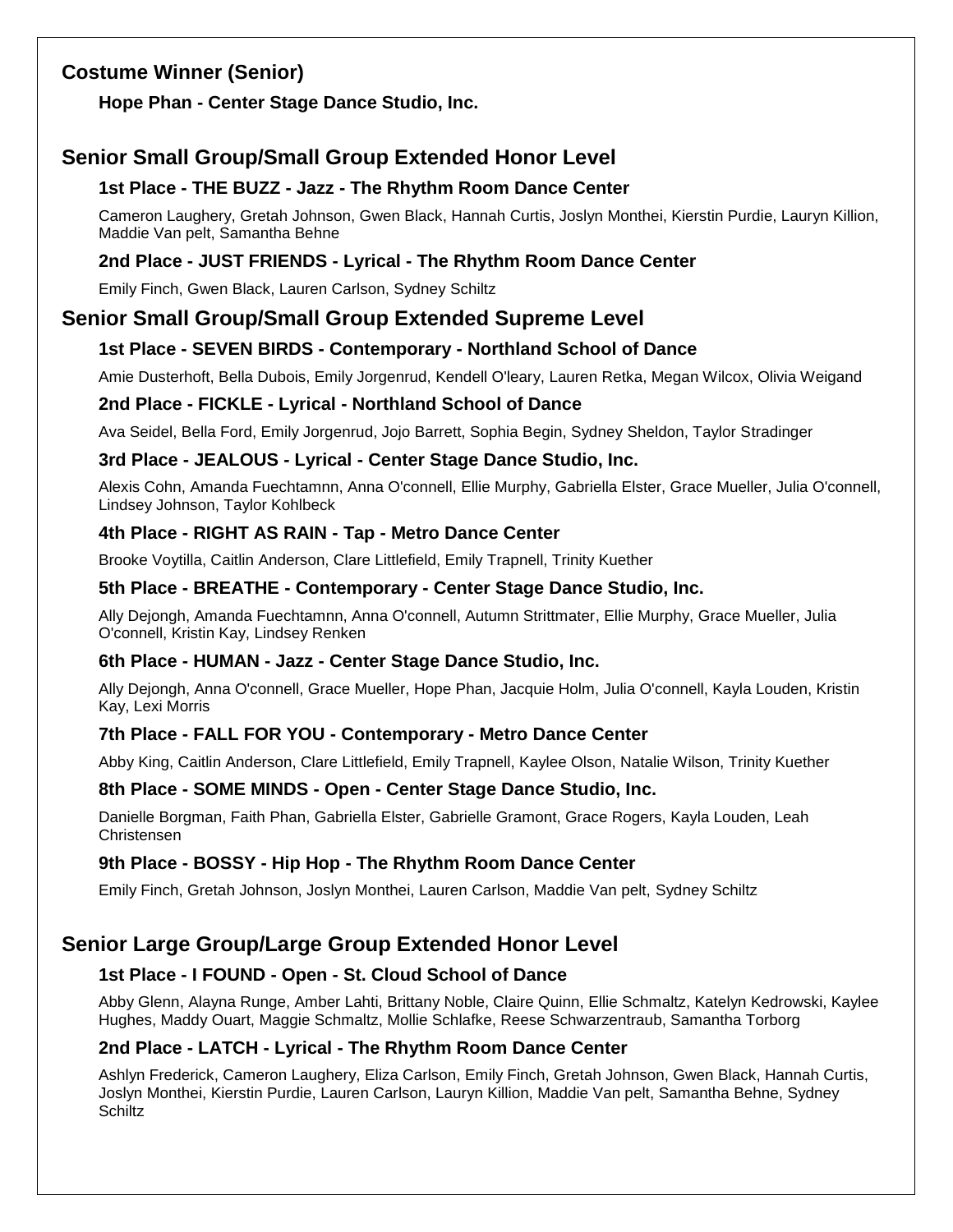## Costume Winner (Senior)

**Hope Phan - Center Stage Dance Studio, Inc.**

## Senior Small Group/Small Group Extended Honor Level

### 1st Place - THE BUZZ - Jazz - The Rhythm Room Dance Center

Cameron Laughery, Gretah Johnson, Gwen Black, Hannah Curtis, Joslyn Monthei, Kierstin Purdie, Lauryn Killion, Maddie Van pelt, Samantha Behne

### 2nd Place - JUST FRIENDS - Lyrical - The Rhythm Room Dance Center

Emily Finch, Gwen Black, Lauren Carlson, Sydney Schiltz

## Senior Small Group/Small Group Extended Supreme Level

### 1st Place - SEVEN BIRDS - Contemporary - Northland School of Dance

Amie Dusterhoft, Bella Dubois, Emily Jorgenrud, Kendell O'leary, Lauren Retka, Megan Wilcox, Olivia Weigand

### 2nd Place - FICKLE - Lyrical - Northland School of Dance

Ava Seidel, Bella Ford, Emily Jorgenrud, Jojo Barrett, Sophia Begin, Sydney Sheldon, Taylor Stradinger

### 3rd Place - JEALOUS - Lyrical - Center Stage Dance Studio, Inc.

Alexis Cohn, Amanda Fuechtamnn, Anna O'connell, Ellie Murphy, Gabriella Elster, Grace Mueller, Julia O'connell, Lindsey Johnson, Taylor Kohlbeck

### 4th Place - RIGHT AS RAIN - Tap - Metro Dance Center

Brooke Voytilla, Caitlin Anderson, Clare Littlefield, Emily Trapnell, Trinity Kuether

### 5th Place - BREATHE - Contemporary - Center Stage Dance Studio, Inc.

Ally Dejongh, Amanda Fuechtamnn, Anna O'connell, Autumn Strittmater, Ellie Murphy, Grace Mueller, Julia O'connell, Kristin Kay, Lindsey Renken

### 6th Place - HUMAN - Jazz - Center Stage Dance Studio, Inc.

Ally Dejongh, Anna O'connell, Grace Mueller, Hope Phan, Jacquie Holm, Julia O'connell, Kayla Louden, Kristin Kay, Lexi Morris

### 7th Place - FALL FOR YOU - Contemporary - Metro Dance Center

Abby King, Caitlin Anderson, Clare Littlefield, Emily Trapnell, Kaylee Olson, Natalie Wilson, Trinity Kuether

### 8th Place - SOME MINDS - Open - Center Stage Dance Studio, Inc.

Danielle Borgman, Faith Phan, Gabriella Elster, Gabrielle Gramont, Grace Rogers, Kayla Louden, Leah Christensen

### 9th Place - BOSSY - Hip Hop - The Rhythm Room Dance Center

Emily Finch, Gretah Johnson, Joslyn Monthei, Lauren Carlson, Maddie Van pelt, Sydney Schiltz

## Senior Large Group/Large Group Extended Honor Level

### 1st Place - I FOUND - Open - St. Cloud School of Dance

Abby Glenn, Alayna Runge, Amber Lahti, Brittany Noble, Claire Quinn, Ellie Schmaltz, Katelyn Kedrowski, Kaylee Hughes, Maddy Ouart, Maggie Schmaltz, Mollie Schlafke, Reese Schwarzentraub, Samantha Torborg

### 2nd Place - LATCH - Lyrical - The Rhythm Room Dance Center

Ashlyn Frederick, Cameron Laughery, Eliza Carlson, Emily Finch, Gretah Johnson, Gwen Black, Hannah Curtis, Joslyn Monthei, Kierstin Purdie, Lauren Carlson, Lauryn Killion, Maddie Van pelt, Samantha Behne, Sydney Schiltz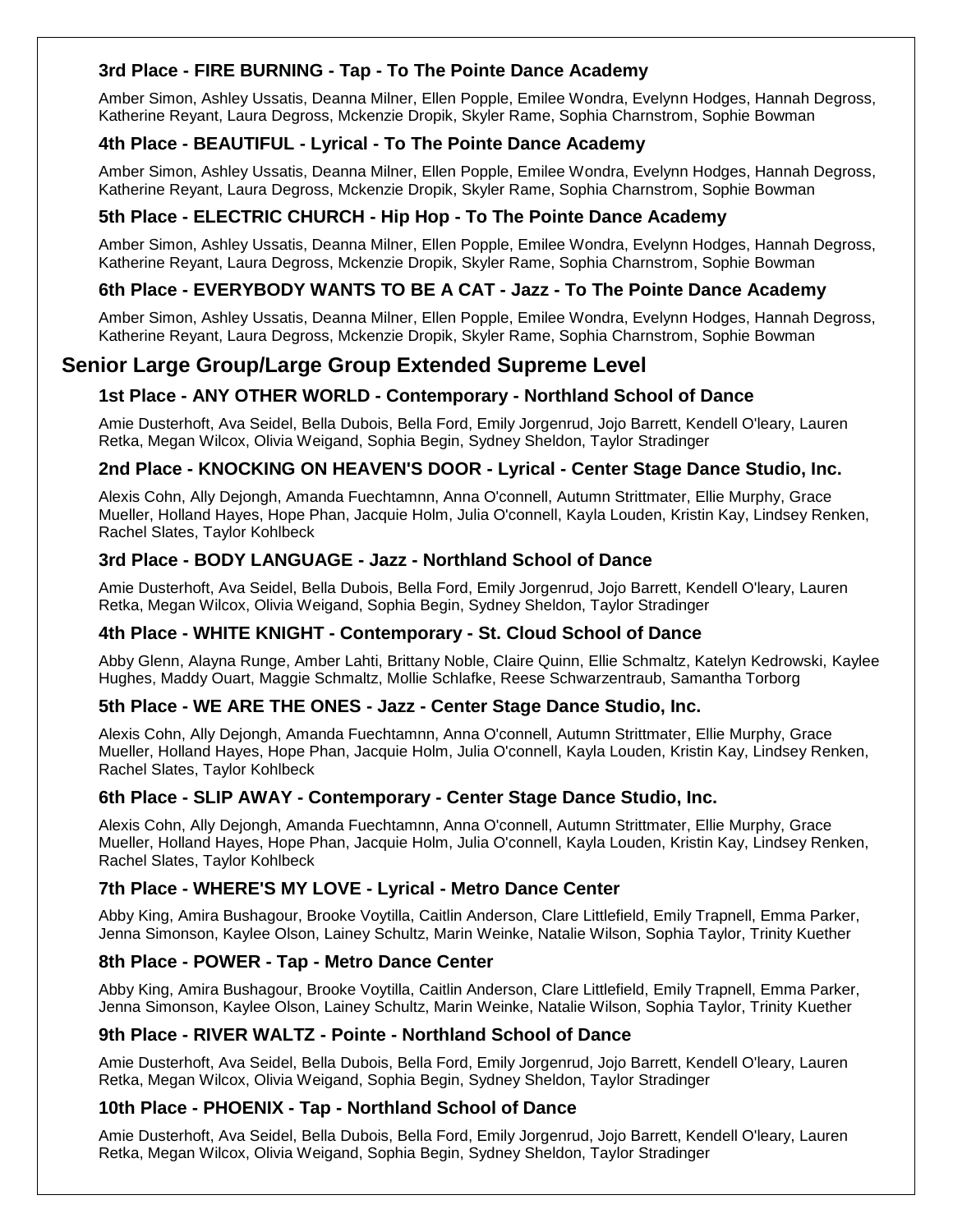### 3rd Place - FIRE BURNING - Tap - To The Pointe Dance Academy

Amber Simon, Ashley Ussatis, Deanna Milner, Ellen Popple, Emilee Wondra, Evelynn Hodges, Hannah Degross, Katherine Reyant, Laura Degross, Mckenzie Dropik, Skyler Rame, Sophia Charnstrom, Sophie Bowman

### 4th Place - BEAUTIFUL - Lyrical - To The Pointe Dance Academy

Amber Simon, Ashley Ussatis, Deanna Milner, Ellen Popple, Emilee Wondra, Evelynn Hodges, Hannah Degross, Katherine Reyant, Laura Degross, Mckenzie Dropik, Skyler Rame, Sophia Charnstrom, Sophie Bowman

### 5th Place - ELECTRIC CHURCH - Hip Hop - To The Pointe Dance Academy

Amber Simon, Ashley Ussatis, Deanna Milner, Ellen Popple, Emilee Wondra, Evelynn Hodges, Hannah Degross, Katherine Reyant, Laura Degross, Mckenzie Dropik, Skyler Rame, Sophia Charnstrom, Sophie Bowman

### 6th Place - EVERYBODY WANTS TO BE A CAT - Jazz - To The Pointe Dance Academy

Amber Simon, Ashley Ussatis, Deanna Milner, Ellen Popple, Emilee Wondra, Evelynn Hodges, Hannah Degross, Katherine Reyant, Laura Degross, Mckenzie Dropik, Skyler Rame, Sophia Charnstrom, Sophie Bowman

## Senior Large Group/Large Group Extended Supreme Level

### 1st Place - ANY OTHER WORLD - Contemporary - Northland School of Dance

Amie Dusterhoft, Ava Seidel, Bella Dubois, Bella Ford, Emily Jorgenrud, Jojo Barrett, Kendell O'leary, Lauren Retka, Megan Wilcox, Olivia Weigand, Sophia Begin, Sydney Sheldon, Taylor Stradinger

### 2nd Place - KNOCKING ON HEAVEN'S DOOR - Lyrical - Center Stage Dance Studio, Inc.

Alexis Cohn, Ally Dejongh, Amanda Fuechtamnn, Anna O'connell, Autumn Strittmater, Ellie Murphy, Grace Mueller, Holland Hayes, Hope Phan, Jacquie Holm, Julia O'connell, Kayla Louden, Kristin Kay, Lindsey Renken, Rachel Slates, Taylor Kohlbeck

### 3rd Place - BODY LANGUAGE - Jazz - Northland School of Dance

Amie Dusterhoft, Ava Seidel, Bella Dubois, Bella Ford, Emily Jorgenrud, Jojo Barrett, Kendell O'leary, Lauren Retka, Megan Wilcox, Olivia Weigand, Sophia Begin, Sydney Sheldon, Taylor Stradinger

### 4th Place - WHITE KNIGHT - Contemporary - St. Cloud School of Dance

Abby Glenn, Alayna Runge, Amber Lahti, Brittany Noble, Claire Quinn, Ellie Schmaltz, Katelyn Kedrowski, Kaylee Hughes, Maddy Ouart, Maggie Schmaltz, Mollie Schlafke, Reese Schwarzentraub, Samantha Torborg

### 5th Place - WE ARE THE ONES - Jazz - Center Stage Dance Studio, Inc.

Alexis Cohn, Ally Dejongh, Amanda Fuechtamnn, Anna O'connell, Autumn Strittmater, Ellie Murphy, Grace Mueller, Holland Hayes, Hope Phan, Jacquie Holm, Julia O'connell, Kayla Louden, Kristin Kay, Lindsey Renken, Rachel Slates, Taylor Kohlbeck

### 6th Place - SLIP AWAY - Contemporary - Center Stage Dance Studio, Inc.

Alexis Cohn, Ally Dejongh, Amanda Fuechtamnn, Anna O'connell, Autumn Strittmater, Ellie Murphy, Grace Mueller, Holland Hayes, Hope Phan, Jacquie Holm, Julia O'connell, Kayla Louden, Kristin Kay, Lindsey Renken, Rachel Slates, Taylor Kohlbeck

### 7th Place - WHERE'S MY LOVE - Lyrical - Metro Dance Center

Abby King, Amira Bushagour, Brooke Voytilla, Caitlin Anderson, Clare Littlefield, Emily Trapnell, Emma Parker, Jenna Simonson, Kaylee Olson, Lainey Schultz, Marin Weinke, Natalie Wilson, Sophia Taylor, Trinity Kuether

### 8th Place - POWER - Tap - Metro Dance Center

Abby King, Amira Bushagour, Brooke Voytilla, Caitlin Anderson, Clare Littlefield, Emily Trapnell, Emma Parker, Jenna Simonson, Kaylee Olson, Lainey Schultz, Marin Weinke, Natalie Wilson, Sophia Taylor, Trinity Kuether

### 9th Place - RIVER WALTZ - Pointe - Northland School of Dance

Amie Dusterhoft, Ava Seidel, Bella Dubois, Bella Ford, Emily Jorgenrud, Jojo Barrett, Kendell O'leary, Lauren Retka, Megan Wilcox, Olivia Weigand, Sophia Begin, Sydney Sheldon, Taylor Stradinger

### 10th Place - PHOENIX - Tap - Northland School of Dance

Amie Dusterhoft, Ava Seidel, Bella Dubois, Bella Ford, Emily Jorgenrud, Jojo Barrett, Kendell O'leary, Lauren Retka, Megan Wilcox, Olivia Weigand, Sophia Begin, Sydney Sheldon, Taylor Stradinger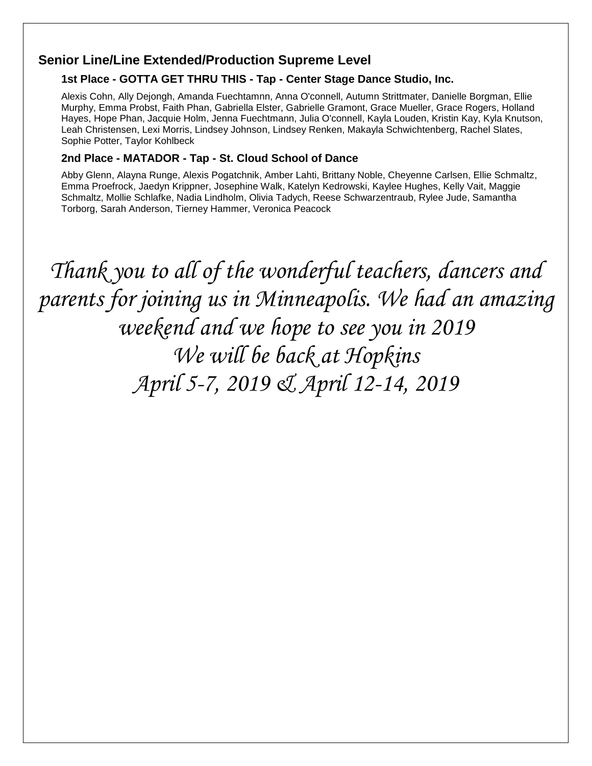## Senior Line/Line Extended/Production Supreme Level

### 1st Place - GOTTA GET THRU THIS - Tap - Center Stage Dance Studio, Inc.

Alexis Cohn, Ally Dejongh, Amanda Fuechtamnn, Anna O'connell, Autumn Strittmater, Danielle Borgman, Ellie Murphy, Emma Probst, Faith Phan, Gabriella Elster, Gabrielle Gramont, Grace Mueller, Grace Rogers, Holland Hayes, Hope Phan, Jacquie Holm, Jenna Fuechtmann, Julia O'connell, Kayla Louden, Kristin Kay, Kyla Knutson, Leah Christensen, Lexi Morris, Lindsey Johnson, Lindsey Renken, Makayla Schwichtenberg, Rachel Slates, Sophie Potter, Taylor Kohlbeck

### 2nd Place - MATADOR - Tap - St. Cloud School of Dance

Abby Glenn, Alayna Runge, Alexis Pogatchnik, Amber Lahti, Brittany Noble, Cheyenne Carlsen, Ellie Schmaltz, Emma Proefrock, Jaedyn Krippner, Josephine Walk, Katelyn Kedrowski, Kaylee Hughes, Kelly Vait, Maggie Schmaltz, Mollie Schlafke, Nadia Lindholm, Olivia Tadych, Reese Schwarzentraub, Rylee Jude, Samantha Torborg, Sarah Anderson, Tierney Hammer, Veronica Peacock

*Thank you to all of the wonderful teachers, dancers and parents for joining us in Minneapolis. We had an amazing weekend and we hope to see you in 2019*

*We will be back at Hopkins*

*April 5-7, 2019 & April 12-14, 2019*